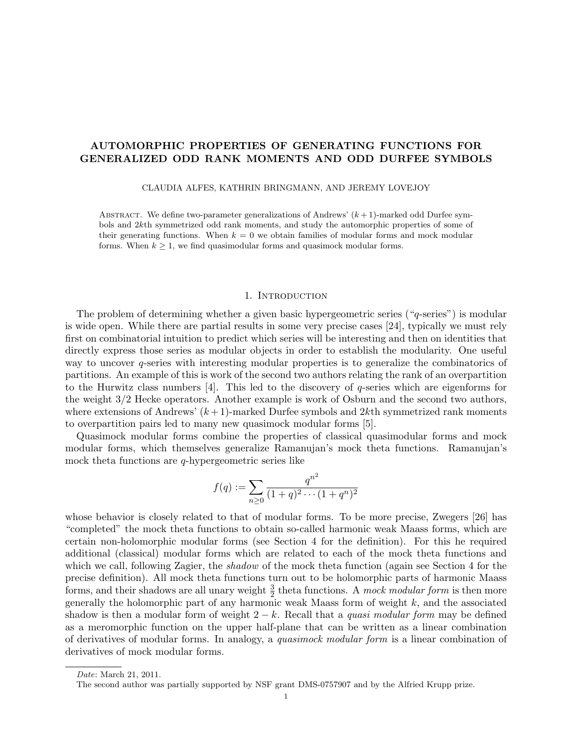# AUTOMORPHIC PROPERTIES OF GENERATING FUNCTIONS FOR GENERALIZED ODD RANK MOMENTS AND ODD DURFEE SYMBOLS

CLAUDIA ALFES, KATHRIN BRINGMANN, AND JEREMY LOVEJOY

Abstract. We define two-parameter generalizations of Andrews' $(k+1)$-marked odd Durfee symbols and $2k$th symmetrized odd rank moments, and study the automorphic properties of some of their generating functions. When $k = 0$ we obtain families of modular forms and mock modular forms. When $k \geq 1$, we find quasimodular forms and quasimock modular forms.

## 1. Introduction

The problem of determining whether a given basic hypergeometric series ("$q$-series") is modular is wide open. While there are partial results in some very precise cases [24], typically we must rely first on combinatorial intuition to predict which series will be interesting and then on identities that directly express those series as modular objects in order to establish the modularity. One useful way to uncover $q$-series with interesting modular properties is to generalize the combinatorics of partitions. An example of this is work of the second two authors relating the rank of an overpartition to the Hurwitz class numbers [4]. This led to the discovery of $q$-series which are eigenforms for the weight 3/2 Hecke operators. Another example is work of Osburn and the second two authors, where extensions of Andrews' $(k+1)$-marked Durfee symbols and $2k$th symmetrized rank moments to overpartition pairs led to many new quasimock modular forms [5].

Quasimock modular forms combine the properties of classical quasimodular forms and mock modular forms, which themselves generalize Ramanujan's mock theta functions. Ramanujan's mock theta functions are $q$-hypergeometric series like

$$f(q) := \sum_{n\geq 0} \frac{q^{n^2}}{(1+q)^2\cdots(1+q^n)^2}$$

whose behavior is closely related to that of modular forms. To be more precise, Zwegers [26] has "completed" the mock theta functions to obtain so-called harmonic weak Maass forms, which are certain non-holomorphic modular forms (see Section 4 for the definition). For this he required additional (classical) modular forms which are related to each of the mock theta functions and which we call, following Zagier, the *shadow* of the mock theta function (again see Section 4 for the precise definition). All mock theta functions turn out to be holomorphic parts of harmonic Maass forms, and their shadows are all unary weight $\frac{3}{2}$ theta functions. A *mock modular form* is then more generally the holomorphic part of any harmonic weak Maass form of weight $k$, and the associated shadow is then a modular form of weight $2-k$. Recall that a *quasi modular form* may be defined as a meromorphic function on the upper half-plane that can be written as a linear combination of derivatives of modular forms. In analogy, a *quasimock modular form* is a linear combination of derivatives of mock modular forms.

---

*Date*: March 21, 2011.

The second author was partially supported by NSF grant DMS-0757907 and by the Alfried Krupp prize.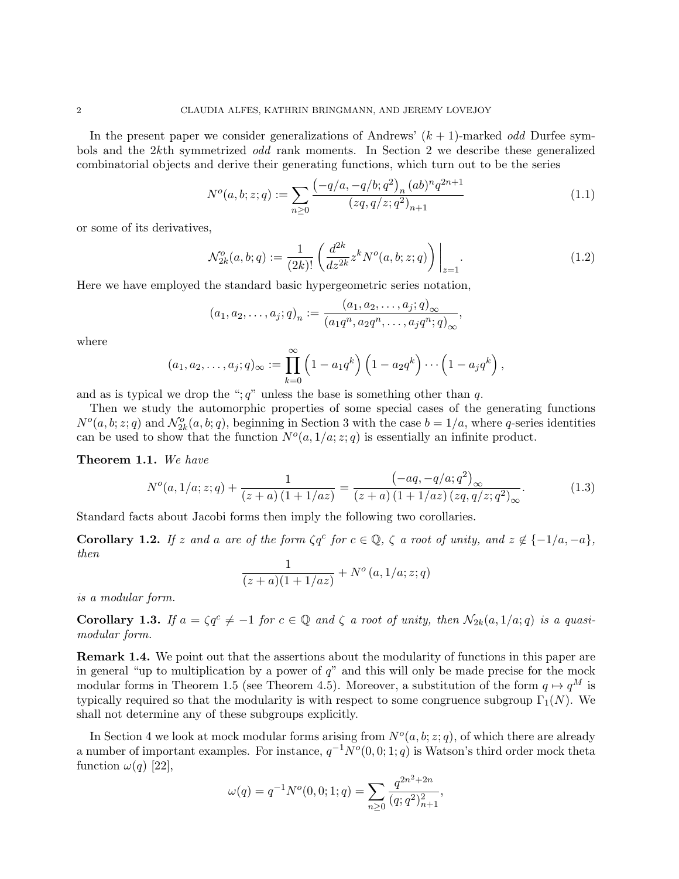In the present paper we consider generalizations of Andrews' $(k+1)$-marked *odd* Durfee symbols and the $2k$th symmetrized *odd* rank moments. In Section 2 we describe these generalized combinatorial objects and derive their generating functions, which turn out to be the series

$$N^o(a,b;z;q) := \sum_{n\geq 0} \frac{\left(-q/a,-q/b;q^2\right)_n (ab)^n q^{2n+1}}{\left(zq,q/z;q^2\right)_{n+1}} \tag{1.1}$$

or some of its derivatives,

$$\mathcal{N}_{2k}^o(a,b;q) := \frac{1}{(2k)!}\left(\frac{d^{2k}}{dz^{2k}} z^k N^o(a,b;z;q)\right)\bigg|_{z=1}. \tag{1.2}$$

Here we have employed the standard basic hypergeometric series notation,

$$(a_1,a_2,\ldots,a_j;q)_n := \frac{(a_1,a_2,\ldots,a_j;q)_\infty}{(a_1q^n,a_2q^n,\ldots,a_jq^n;q)_\infty},$$

where

$$(a_1,a_2,\ldots,a_j;q)_\infty := \prod_{k=0}^{\infty}\left(1-a_1q^k\right)\left(1-a_2q^k\right)\cdots\left(1-a_jq^k\right),$$

and as is typical we drop the "$;q$" unless the base is something other than $q$.

Then we study the automorphic properties of some special cases of the generating functions $N^o(a,b;z;q)$ and $\mathcal{N}_{2k}^o(a,b;q)$, beginning in Section 3 with the case $b=1/a$, where $q$-series identities can be used to show that the function $N^o(a,1/a;z;q)$ is essentially an infinite product.

**Theorem 1.1.** *We have*

$$N^o(a,1/a;z;q) + \frac{1}{(z+a)(1+1/az)} = \frac{\left(-aq,-q/a;q^2\right)_\infty}{(z+a)(1+1/az)\left(zq,q/z;q^2\right)_\infty}. \tag{1.3}$$

Standard facts about Jacobi forms then imply the following two corollaries.

**Corollary 1.2.** *If $z$ and $a$ are of the form $\zeta q^c$ for $c\in\mathbb{Q}$, $\zeta$ a root of unity, and $z\notin\{-1/a,-a\}$, then*

$$\frac{1}{(z+a)(1+1/az)} + N^o\left(a,1/a;z;q\right)$$

*is a modular form.*

**Corollary 1.3.** *If $a=\zeta q^c\neq -1$ for $c\in\mathbb{Q}$ and $\zeta$ a root of unity, then $\mathcal{N}_{2k}(a,1/a;q)$ is a quasimodular form.*

**Remark 1.4.** We point out that the assertions about the modularity of functions in this paper are in general "up to multiplication by a power of $q$" and this will only be made precise for the mock modular forms in Theorem 1.5 (see Theorem 4.5). Moreover, a substitution of the form $q\mapsto q^M$ is typically required so that the modularity is with respect to some congruence subgroup $\Gamma_1(N)$. We shall not determine any of these subgroups explicitly.

In Section 4 we look at mock modular forms arising from $N^o(a,b;z;q)$, of which there are already a number of important examples. For instance, $q^{-1}N^o(0,0;1;q)$ is Watson's third order mock theta function $\omega(q)$ [22],

$$\omega(q) = q^{-1}N^o(0,0;1;q) = \sum_{n\geq 0}\frac{q^{2n^2+2n}}{(q;q^2)_{n+1}^2},$$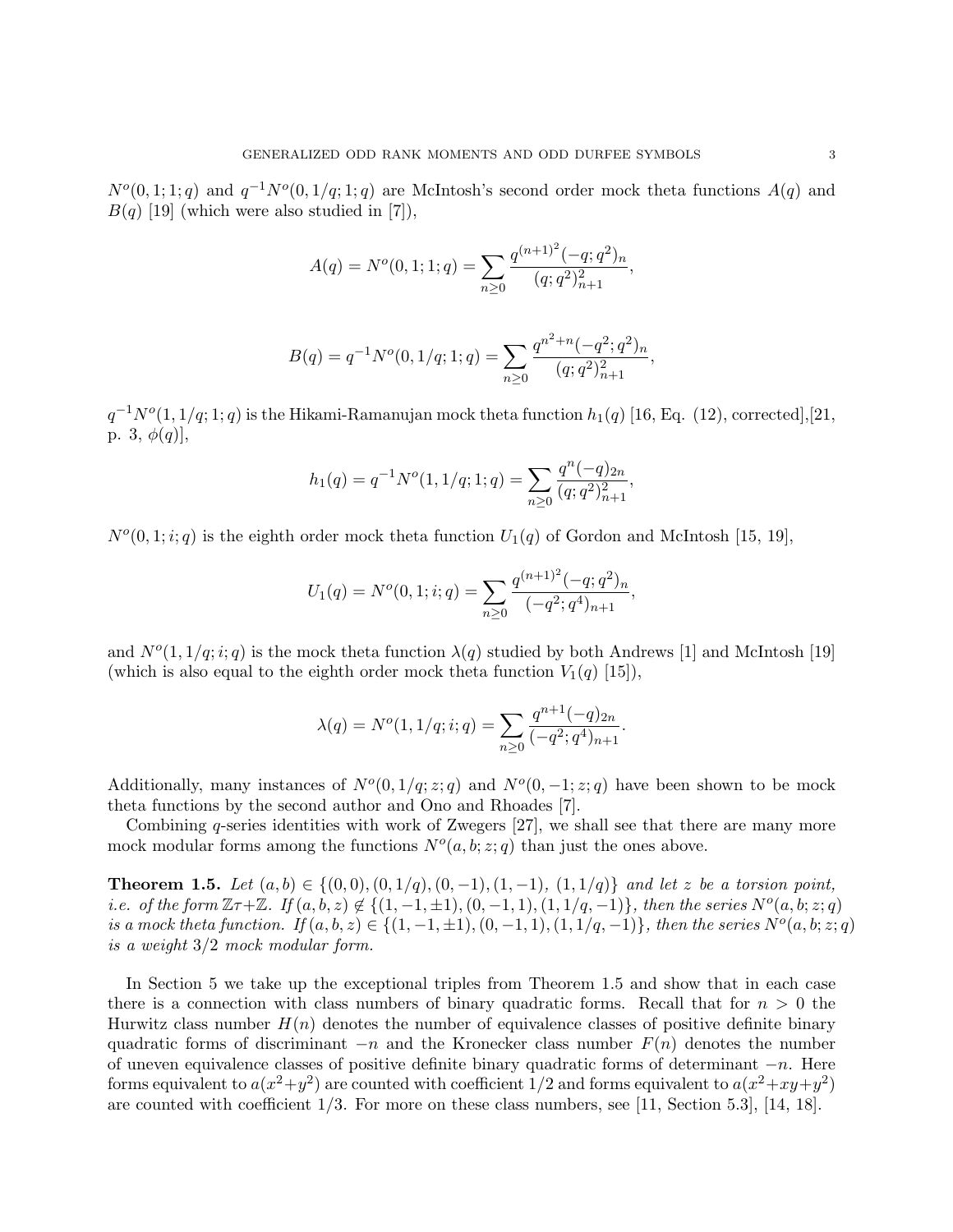$N^o(0,1;1;q)$ and $q^{-1}N^o(0,1/q;1;q)$ are McIntosh's second order mock theta functions $A(q)$ and $B(q)$ [19] (which were also studied in [7]),

$$A(q) = N^o(0,1;1;q) = \sum_{n\geq 0} \frac{q^{(n+1)^2}(-q;q^2)_n}{(q;q^2)_{n+1}^2},$$

$$B(q) = q^{-1}N^o(0,1/q;1;q) = \sum_{n\geq 0} \frac{q^{n^2+n}(-q^2;q^2)_n}{(q;q^2)_{n+1}^2},$$

$q^{-1}N^o(1,1/q;1;q)$ is the Hikami-Ramanujan mock theta function $h_1(q)$ [16, Eq. (12), corrected],[21, p. 3, $\phi(q)$],

$$h_1(q) = q^{-1}N^o(1,1/q;1;q) = \sum_{n\geq 0} \frac{q^n(-q)_{2n}}{(q;q^2)_{n+1}^2},$$

$N^o(0,1;i;q)$ is the eighth order mock theta function $U_1(q)$ of Gordon and McIntosh [15, 19],

$$U_1(q) = N^o(0,1;i;q) = \sum_{n\geq 0} \frac{q^{(n+1)^2}(-q;q^2)_n}{(-q^2;q^4)_{n+1}},$$

and $N^o(1,1/q;i;q)$ is the mock theta function $\lambda(q)$ studied by both Andrews [1] and McIntosh [19] (which is also equal to the eighth order mock theta function $V_1(q)$ [15]),

$$\lambda(q) = N^o(1,1/q;i;q) = \sum_{n\geq 0} \frac{q^{n+1}(-q)_{2n}}{(-q^2;q^4)_{n+1}}.$$

Additionally, many instances of $N^o(0,1/q;z;q)$ and $N^o(0,-1;z;q)$ have been shown to be mock theta functions by the second author and Ono and Rhoades [7].

Combining $q$-series identities with work of Zwegers [27], we shall see that there are many more mock modular forms among the functions $N^o(a,b;z;q)$ than just the ones above.

**Theorem 1.5.** *Let $(a,b) \in \{(0,0),(0,1/q),(0,-1),(1,-1),\ (1,1/q)\}$ and let $z$ be a torsion point, i.e. of the form $\mathbb{Z}\tau+\mathbb{Z}$. If $(a,b,z) \notin \{(1,-1,\pm 1),(0,-1,1),(1,1/q,-1)\}$, then the series $N^o(a,b;z;q)$ is a mock theta function. If $(a,b,z) \in \{(1,-1,\pm 1),(0,-1,1),(1,1/q,-1)\}$, then the series $N^o(a,b;z;q)$ is a weight $3/2$ mock modular form.*

In Section 5 we take up the exceptional triples from Theorem 1.5 and show that in each case there is a connection with class numbers of binary quadratic forms. Recall that for $n > 0$ the Hurwitz class number $H(n)$ denotes the number of equivalence classes of positive definite binary quadratic forms of discriminant $-n$ and the Kronecker class number $F(n)$ denotes the number of uneven equivalence classes of positive definite binary quadratic forms of determinant $-n$. Here forms equivalent to $a(x^2+y^2)$ are counted with coefficient $1/2$ and forms equivalent to $a(x^2+xy+y^2)$ are counted with coefficient $1/3$. For more on these class numbers, see [11, Section 5.3], [14, 18].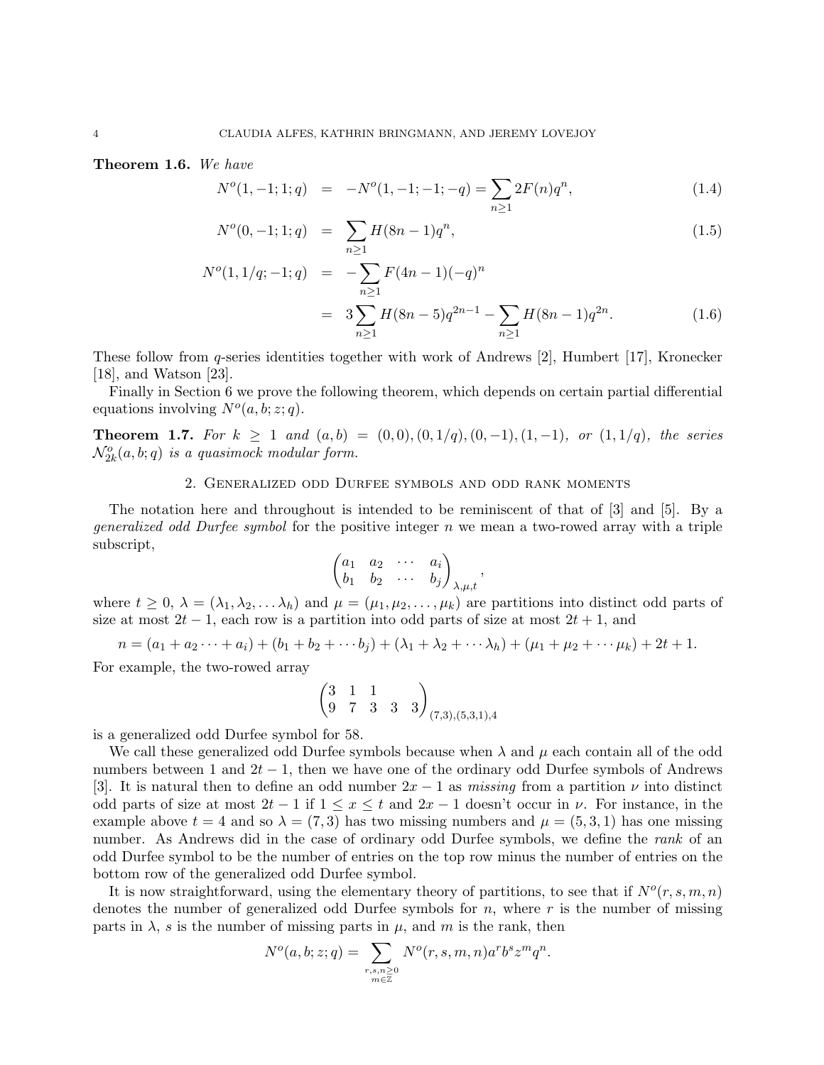**Theorem 1.6.** *We have*

$$
\begin{aligned}
N^o(1,-1;1;q) &= -N^o(1,-1;-1;-q) = \sum_{n\geq 1} 2F(n)q^n, && (1.4)\\
N^o(0,-1;1;q) &= \sum_{n\geq 1} H(8n-1)q^n, && (1.5)\\
N^o(1,1/q;-1;q) &= -\sum_{n\geq 1} F(4n-1)(-q)^n \\
&= 3\sum_{n\geq 1} H(8n-5)q^{2n-1} - \sum_{n\geq 1} H(8n-1)q^{2n}. && (1.6)
\end{aligned}
$$

These follow from $q$-series identities together with work of Andrews [2], Humbert [17], Kronecker [18], and Watson [23].

Finally in Section 6 we prove the following theorem, which depends on certain partial differential equations involving $N^o(a,b;z;q)$.

**Theorem 1.7.** *For $k \geq 1$ and $(a,b) = (0,0), (0,1/q), (0,-1), (1,-1)$, or $(1,1/q)$, the series $\mathcal{N}^o_{2k}(a,b;q)$ is a quasimock modular form.*

## 2. Generalized odd Durfee symbols and odd rank moments

The notation here and throughout is intended to be reminiscent of that of [3] and [5]. By a *generalized odd Durfee symbol* for the positive integer $n$ we mean a two-rowed array with a triple subscript,

$$
\begin{pmatrix} a_1 & a_2 & \cdots & a_i \\ b_1 & b_2 & \cdots & b_j \end{pmatrix}_{\lambda,\mu,t},
$$

where $t \geq 0$, $\lambda = (\lambda_1, \lambda_2, \ldots \lambda_h)$ and $\mu = (\mu_1, \mu_2, \ldots, \mu_k)$ are partitions into distinct odd parts of size at most $2t-1$, each row is a partition into odd parts of size at most $2t+1$, and

$$
n = (a_1 + a_2 \cdots + a_i) + (b_1 + b_2 + \cdots b_j) + (\lambda_1 + \lambda_2 + \cdots \lambda_h) + (\mu_1 + \mu_2 + \cdots \mu_k) + 2t + 1.
$$

For example, the two-rowed array

$$
\begin{pmatrix} 3 & 1 & 1 & & \\ 9 & 7 & 3 & 3 & 3 \end{pmatrix}_{(7,3),(5,3,1),4}
$$

is a generalized odd Durfee symbol for 58.

We call these generalized odd Durfee symbols because when $\lambda$ and $\mu$ each contain all of the odd numbers between 1 and $2t-1$, then we have one of the ordinary odd Durfee symbols of Andrews [3]. It is natural then to define an odd number $2x-1$ as *missing* from a partition $\nu$ into distinct odd parts of size at most $2t-1$ if $1 \leq x \leq t$ and $2x-1$ doesn't occur in $\nu$. For instance, in the example above $t = 4$ and so $\lambda = (7,3)$ has two missing numbers and $\mu = (5,3,1)$ has one missing number. As Andrews did in the case of ordinary odd Durfee symbols, we define the *rank* of an odd Durfee symbol to be the number of entries on the top row minus the number of entries on the bottom row of the generalized odd Durfee symbol.

It is now straightforward, using the elementary theory of partitions, to see that if $N^o(r,s,m,n)$ denotes the number of generalized odd Durfee symbols for $n$, where $r$ is the number of missing parts in $\lambda$, $s$ is the number of missing parts in $\mu$, and $m$ is the rank, then

$$
N^o(a,b;z;q) = \sum_{\substack{r,s,n\geq 0 \\ m\in\mathbb{Z}}} N^o(r,s,m,n)a^r b^s z^m q^n.
$$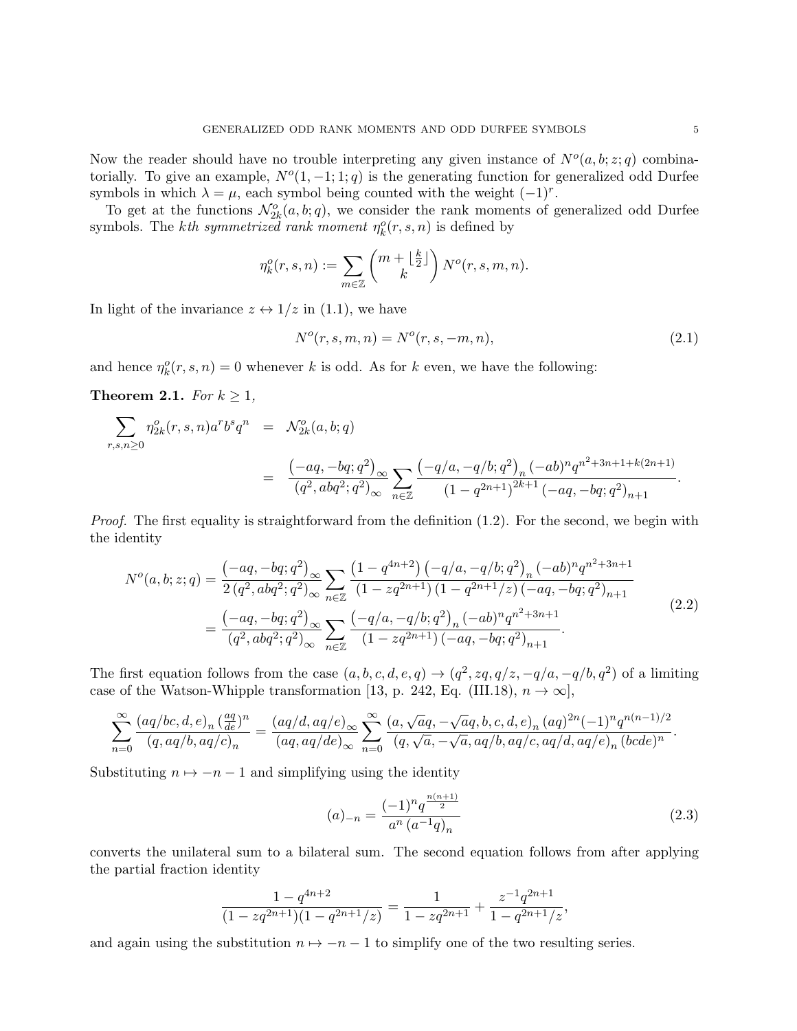Now the reader should have no trouble interpreting any given instance of $N^o(a, b; z; q)$ combinatorially. To give an example, $N^o(1, -1; 1; q)$ is the generating function for generalized odd Durfee symbols in which $\lambda = \mu$, each symbol being counted with the weight $(-1)^r$.

To get at the functions $\mathcal{N}^o_{2k}(a, b; q)$, we consider the rank moments of generalized odd Durfee symbols. The *kth symmetrized rank moment* $\eta^o_k(r, s, n)$ is defined by

$$\eta^o_k(r, s, n) := \sum_{m\in\mathbb{Z}} \binom{m + \lfloor \frac{k}{2} \rfloor}{k} N^o(r, s, m, n).$$

In light of the invariance $z \leftrightarrow 1/z$ in (1.1), we have

$$N^o(r, s, m, n) = N^o(r, s, -m, n), \tag{2.1}$$

and hence $\eta^o_k(r, s, n) = 0$ whenever $k$ is odd. As for $k$ even, we have the following:

**Theorem 2.1.** *For $k \geq 1$,*

$$\begin{aligned}
\sum_{r,s,n\geq 0} \eta^o_{2k}(r, s, n) a^r b^s q^n &= \mathcal{N}^o_{2k}(a, b; q) \\
&= \frac{\left(-aq, -bq; q^2\right)_\infty}{\left(q^2, abq^2; q^2\right)_\infty} \sum_{n\in\mathbb{Z}} \frac{\left(-q/a, -q/b; q^2\right)_n (-ab)^n q^{n^2+3n+1+k(2n+1)}}{\left(1 - q^{2n+1}\right)^{2k+1} \left(-aq, -bq; q^2\right)_{n+1}}.
\end{aligned}$$

*Proof.* The first equality is straightforward from the definition (1.2). For the second, we begin with the identity

$$\begin{aligned}
N^o(a, b; z; q) &= \frac{\left(-aq, -bq; q^2\right)_\infty}{2\left(q^2, abq^2; q^2\right)_\infty} \sum_{n\in\mathbb{Z}} \frac{\left(1 - q^{4n+2}\right) \left(-q/a, -q/b; q^2\right)_n (-ab)^n q^{n^2+3n+1}}{\left(1 - zq^{2n+1}\right)\left(1 - q^{2n+1}/z\right) \left(-aq, -bq; q^2\right)_{n+1}} \\
&= \frac{\left(-aq, -bq; q^2\right)_\infty}{\left(q^2, abq^2; q^2\right)_\infty} \sum_{n\in\mathbb{Z}} \frac{\left(-q/a, -q/b; q^2\right)_n (-ab)^n q^{n^2+3n+1}}{\left(1 - zq^{2n+1}\right) \left(-aq, -bq; q^2\right)_{n+1}}.
\end{aligned} \tag{2.2}$$

The first equation follows from the case $(a, b, c, d, e, q) \to (q^2, zq, q/z, -q/a, -q/b, q^2)$ of a limiting case of the Watson-Whipple transformation [13, p. 242, Eq. (III.18), $n \to \infty$],

$$\sum_{n=0}^{\infty} \frac{(aq/bc, d, e)_n \left(\frac{aq}{de}\right)^n}{(q, aq/b, aq/c)_n} = \frac{(aq/d, aq/e)_\infty}{(aq, aq/de)_\infty} \sum_{n=0}^{\infty} \frac{(a, \sqrt{a}q, -\sqrt{a}q, b, c, d, e)_n (aq)^{2n} (-1)^n q^{n(n-1)/2}}{(q, \sqrt{a}, -\sqrt{a}, aq/b, aq/c, aq/d, aq/e)_n (bcde)^n}.$$

Substituting $n \mapsto -n - 1$ and simplifying using the identity

$$(a)_{-n} = \frac{(-1)^n q^{\frac{n(n+1)}{2}}}{a^n \left(a^{-1}q\right)_n} \tag{2.3}$$

converts the unilateral sum to a bilateral sum. The second equation follows from after applying the partial fraction identity

$$\frac{1 - q^{4n+2}}{(1 - zq^{2n+1})(1 - q^{2n+1}/z)} = \frac{1}{1 - zq^{2n+1}} + \frac{z^{-1}q^{2n+1}}{1 - q^{2n+1}/z},$$

and again using the substitution $n \mapsto -n - 1$ to simplify one of the two resulting series.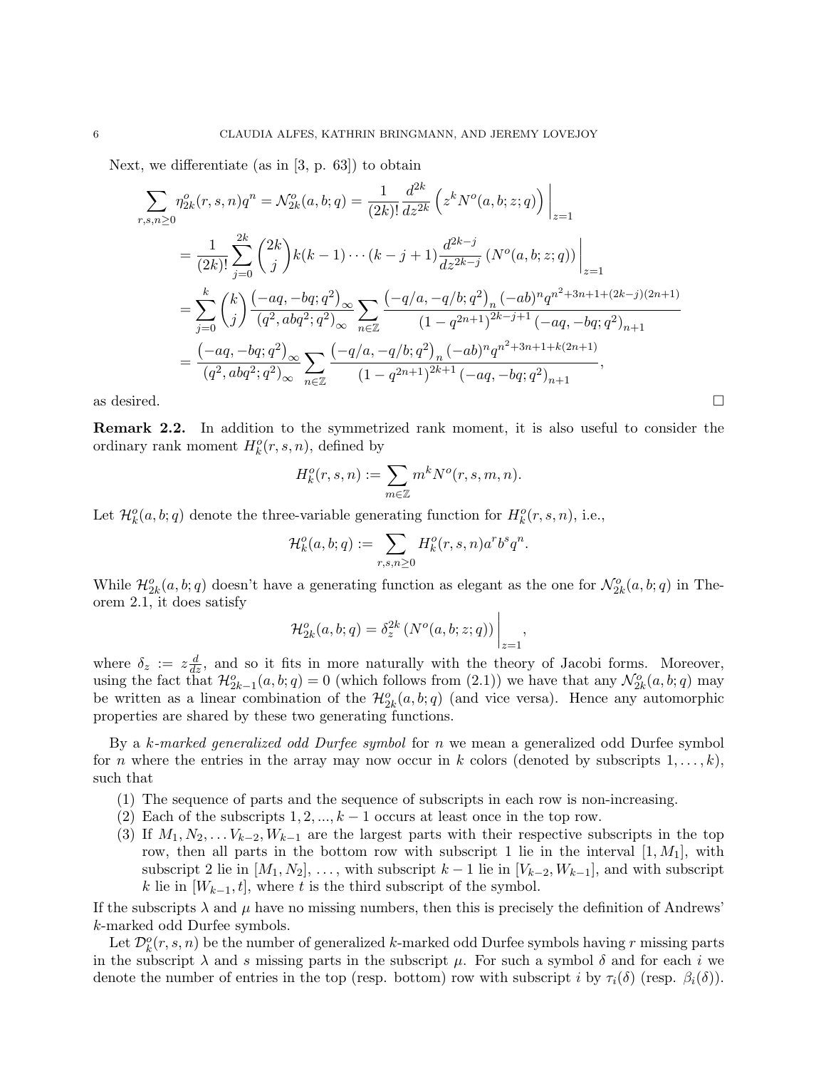Next, we differentiate (as in [3, p. 63]) to obtain

$$
\begin{aligned}
\sum_{r,s,n\geq 0} \eta_{2k}^o(r,s,n)q^n = \mathcal{N}_{2k}^o(a,b;q) &= \frac{1}{(2k)!}\frac{d^{2k}}{dz^{2k}}\left(z^k N^o(a,b;z;q)\right)\Big|_{z=1} \\
&= \frac{1}{(2k)!}\sum_{j=0}^{2k}\binom{2k}{j}k(k-1)\cdots(k-j+1)\frac{d^{2k-j}}{dz^{2k-j}}\left(N^o(a,b;z;q)\right)\Big|_{z=1} \\
&= \sum_{j=0}^{k}\binom{k}{j}\frac{\left(-aq,-bq;q^2\right)_\infty}{\left(q^2,abq^2;q^2\right)_\infty}\sum_{n\in\mathbb{Z}}\frac{\left(-q/a,-q/b;q^2\right)_n(-ab)^n q^{n^2+3n+1+(2k-j)(2n+1)}}{\left(1-q^{2n+1}\right)^{2k-j+1}\left(-aq,-bq;q^2\right)_{n+1}} \\
&= \frac{\left(-aq,-bq;q^2\right)_\infty}{\left(q^2,abq^2;q^2\right)_\infty}\sum_{n\in\mathbb{Z}}\frac{\left(-q/a,-q/b;q^2\right)_n(-ab)^n q^{n^2+3n+1+k(2n+1)}}{\left(1-q^{2n+1}\right)^{2k+1}\left(-aq,-bq;q^2\right)_{n+1}},
\end{aligned}
$$

as desired. $\square$

**Remark 2.2.** In addition to the symmetrized rank moment, it is also useful to consider the ordinary rank moment $H_k^o(r,s,n)$, defined by

$$H_k^o(r,s,n) := \sum_{m\in\mathbb{Z}} m^k N^o(r,s,m,n).$$

Let $\mathcal{H}_k^o(a,b;q)$ denote the three-variable generating function for $H_k^o(r,s,n)$, i.e.,

$$\mathcal{H}_k^o(a,b;q) := \sum_{r,s,n\geq 0} H_k^o(r,s,n)a^r b^s q^n.$$

While $\mathcal{H}_{2k}^o(a,b;q)$ doesn't have a generating function as elegant as the one for $\mathcal{N}_{2k}^o(a,b;q)$ in Theorem 2.1, it does satisfy

$$\mathcal{H}_{2k}^o(a,b;q) = \delta_z^{2k}\left(N^o(a,b;z;q)\right)\Big|_{z=1},$$

where $\delta_z := z\frac{d}{dz}$, and so it fits in more naturally with the theory of Jacobi forms. Moreover, using the fact that $\mathcal{H}_{2k-1}^o(a,b;q) = 0$ (which follows from (2.1)) we have that any $\mathcal{N}_{2k}^o(a,b;q)$ may be written as a linear combination of the $\mathcal{H}_{2k}^o(a,b;q)$ (and vice versa). Hence any automorphic properties are shared by these two generating functions.

By a *k-marked generalized odd Durfee symbol* for $n$ we mean a generalized odd Durfee symbol for $n$ where the entries in the array may now occur in $k$ colors (denoted by subscripts $1,\ldots,k$), such that

1. The sequence of parts and the sequence of subscripts in each row is non-increasing.
2. Each of the subscripts $1,2,\ldots,k-1$ occurs at least once in the top row.
3. If $M_1, N_2, \ldots V_{k-2}, W_{k-1}$ are the largest parts with their respective subscripts in the top row, then all parts in the bottom row with subscript 1 lie in the interval $[1,M_1]$, with subscript 2 lie in $[M_1,N_2]$, $\ldots$, with subscript $k-1$ lie in $[V_{k-2},W_{k-1}]$, and with subscript $k$ lie in $[W_{k-1},t]$, where $t$ is the third subscript of the symbol.

If the subscripts $\lambda$ and $\mu$ have no missing numbers, then this is precisely the definition of Andrews' $k$-marked odd Durfee symbols.

Let $\mathcal{D}_k^o(r,s,n)$ be the number of generalized $k$-marked odd Durfee symbols having $r$ missing parts in the subscript $\lambda$ and $s$ missing parts in the subscript $\mu$. For such a symbol $\delta$ and for each $i$ we denote the number of entries in the top (resp. bottom) row with subscript $i$ by $\tau_i(\delta)$ (resp. $\beta_i(\delta)$).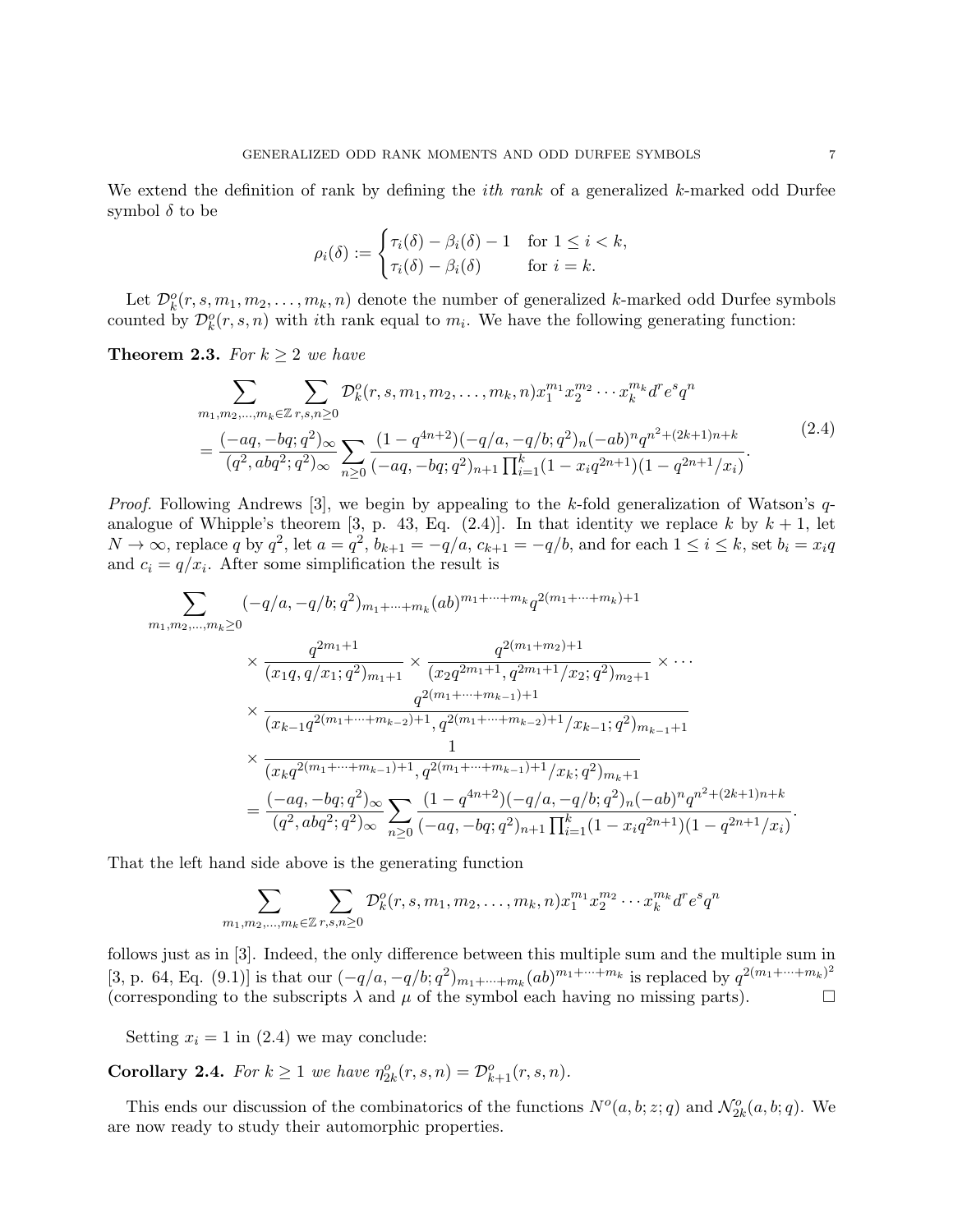We extend the definition of rank by defining the *ith rank* of a generalized $k$-marked odd Durfee symbol $\delta$ to be

$$\rho_i(\delta) := \begin{cases} \tau_i(\delta) - \beta_i(\delta) - 1 & \text{for } 1 \le i < k, \\ \tau_i(\delta) - \beta_i(\delta) & \text{for } i = k. \end{cases}$$

Let $\mathcal{D}_k^o(r, s, m_1, m_2, \ldots, m_k, n)$ denote the number of generalized $k$-marked odd Durfee symbols counted by $\mathcal{D}_k^o(r, s, n)$ with $i$th rank equal to $m_i$. We have the following generating function:

**Theorem 2.3.** *For $k \ge 2$ we have*

$$\begin{aligned} &\sum_{m_1, m_2, \ldots, m_k \in \mathbb{Z}} \sum_{r,s,n \ge 0} \mathcal{D}_k^o(r, s, m_1, m_2, \ldots, m_k, n) x_1^{m_1} x_2^{m_2} \cdots x_k^{m_k} d^r e^s q^n \\ &= \frac{(-aq, -bq; q^2)_\infty}{(q^2, abq^2; q^2)_\infty} \sum_{n \ge 0} \frac{(1 - q^{4n+2})(-q/a, -q/b; q^2)_n (-ab)^n q^{n^2 + (2k+1)n + k}}{(-aq, -bq; q^2)_{n+1} \prod_{i=1}^k (1 - x_i q^{2n+1})(1 - q^{2n+1}/x_i)}. \end{aligned} \tag{2.4}$$

*Proof.* Following Andrews [3], we begin by appealing to the $k$-fold generalization of Watson's $q$-analogue of Whipple's theorem [3, p. 43, Eq. (2.4)]. In that identity we replace $k$ by $k+1$, let $N \to \infty$, replace $q$ by $q^2$, let $a = q^2$, $b_{k+1} = -q/a$, $c_{k+1} = -q/b$, and for each $1 \le i \le k$, set $b_i = x_i q$ and $c_i = q/x_i$. After some simplification the result is

$$\begin{aligned} \sum_{m_1, m_2, \ldots, m_k \ge 0} & (-q/a, -q/b; q^2)_{m_1 + \cdots + m_k} (ab)^{m_1 + \cdots + m_k} q^{2(m_1 + \cdots + m_k) + 1} \\ & \times \frac{q^{2m_1 + 1}}{(x_1 q, q/x_1; q^2)_{m_1 + 1}} \times \frac{q^{2(m_1 + m_2) + 1}}{(x_2 q^{2m_1 + 1}, q^{2m_1 + 1}/x_2; q^2)_{m_2 + 1}} \times \cdots \\ & \times \frac{q^{2(m_1 + \cdots + m_{k-1}) + 1}}{(x_{k-1} q^{2(m_1 + \cdots + m_{k-2}) + 1}, q^{2(m_1 + \cdots + m_{k-2}) + 1}/x_{k-1}; q^2)_{m_{k-1} + 1}} \\ & \times \frac{1}{(x_k q^{2(m_1 + \cdots + m_{k-1}) + 1}, q^{2(m_1 + \cdots + m_{k-1}) + 1}/x_k; q^2)_{m_k + 1}} \\ & = \frac{(-aq, -bq; q^2)_\infty}{(q^2, abq^2; q^2)_\infty} \sum_{n \ge 0} \frac{(1 - q^{4n+2})(-q/a, -q/b; q^2)_n (-ab)^n q^{n^2 + (2k+1)n + k}}{(-aq, -bq; q^2)_{n+1} \prod_{i=1}^k (1 - x_i q^{2n+1})(1 - q^{2n+1}/x_i)}. \end{aligned}$$

That the left hand side above is the generating function

$$\sum_{m_1, m_2, \ldots, m_k \in \mathbb{Z}} \sum_{r,s,n \ge 0} \mathcal{D}_k^o(r, s, m_1, m_2, \ldots, m_k, n) x_1^{m_1} x_2^{m_2} \cdots x_k^{m_k} d^r e^s q^n$$

follows just as in [3]. Indeed, the only difference between this multiple sum and the multiple sum in [3, p. 64, Eq. (9.1)] is that our $(-q/a, -q/b; q^2)_{m_1 + \cdots + m_k} (ab)^{m_1 + \cdots + m_k}$ is replaced by $q^{2(m_1 + \cdots + m_k)^2}$ (corresponding to the subscripts $\lambda$ and $\mu$ of the symbol each having no missing parts). $\square$

Setting $x_i = 1$ in (2.4) we may conclude:

**Corollary 2.4.** *For $k \ge 1$ we have $\eta_{2k}^o(r, s, n) = \mathcal{D}_{k+1}^o(r, s, n)$.*

This ends our discussion of the combinatorics of the functions $N^o(a, b; z; q)$ and $\mathcal{N}_{2k}^o(a, b; q)$. We are now ready to study their automorphic properties.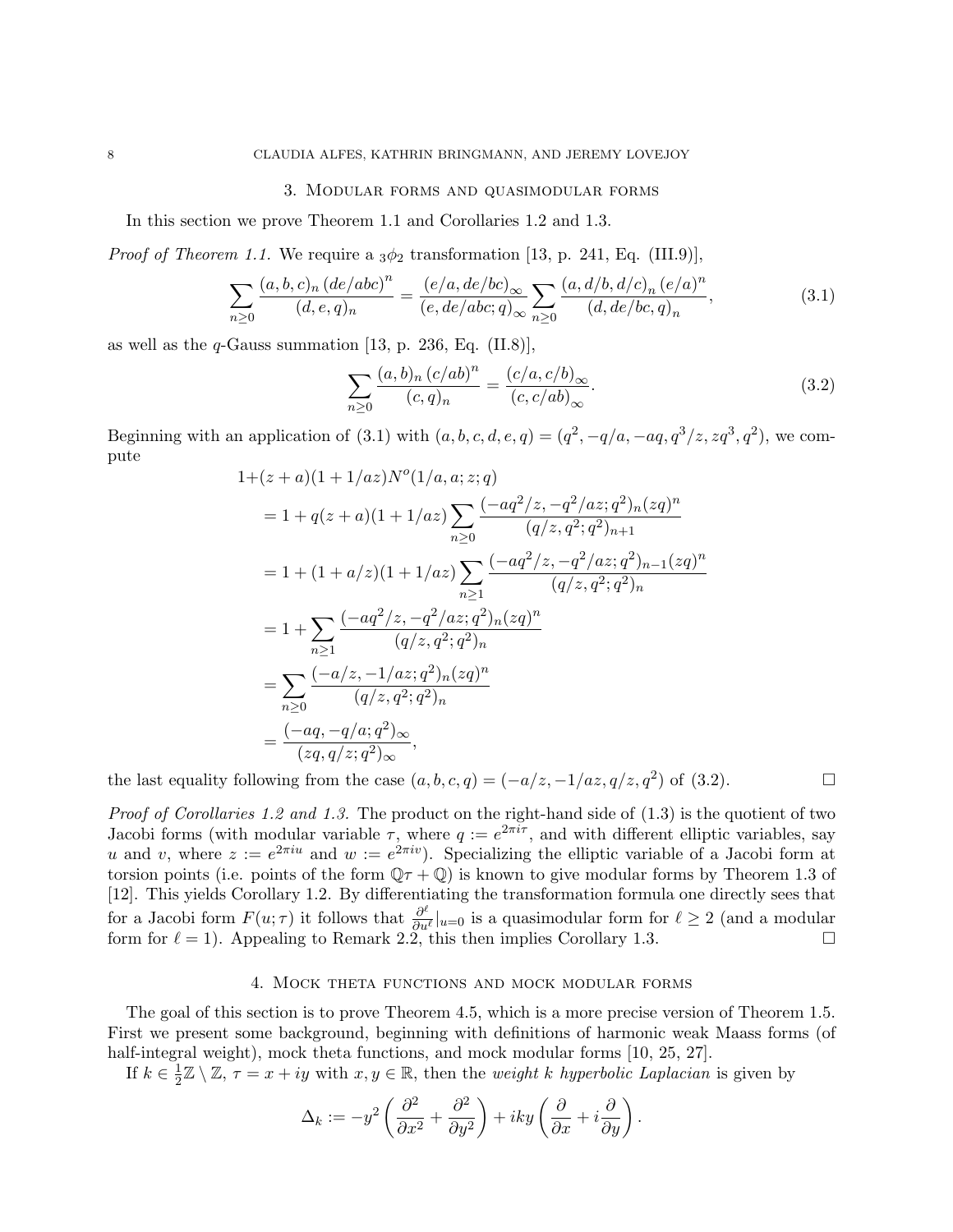## 3. Modular forms and quasimodular forms

In this section we prove Theorem 1.1 and Corollaries 1.2 and 1.3.

*Proof of Theorem 1.1.* We require a ${}_3\phi_2$ transformation [13, p. 241, Eq. (III.9)],

$$\sum_{n\geq 0} \frac{(a,b,c)_n \left(de/abc\right)^n}{(d,e,q)_n} = \frac{(e/a, de/bc)_\infty}{(e, de/abc;q)_\infty} \sum_{n\geq 0} \frac{(a, d/b, d/c)_n \left(e/a\right)^n}{(d, de/bc, q)_n}, \tag{3.1}$$

as well as the $q$-Gauss summation [13, p. 236, Eq. (II.8)],

$$\sum_{n\geq 0} \frac{(a,b)_n \left(c/ab\right)^n}{(c,q)_n} = \frac{(c/a, c/b)_\infty}{(c, c/ab)_\infty}. \tag{3.2}$$

Beginning with an application of (3.1) with $(a,b,c,d,e,q) = (q^2, -q/a, -aq, q^3/z, zq^3, q^2)$, we compute

$$\begin{aligned}
1+&(z+a)(1+1/az)N^o(1/a,a;z;q) \\
&= 1 + q(z+a)(1+1/az)\sum_{n\geq 0} \frac{(-aq^2/z, -q^2/az;q^2)_n (zq)^n}{(q/z, q^2;q^2)_{n+1}} \\
&= 1 + (1+a/z)(1+1/az)\sum_{n\geq 1} \frac{(-aq^2/z, -q^2/az;q^2)_{n-1} (zq)^n}{(q/z, q^2;q^2)_n} \\
&= 1 + \sum_{n\geq 1} \frac{(-aq^2/z, -q^2/az;q^2)_n (zq)^n}{(q/z, q^2;q^2)_n} \\
&= \sum_{n\geq 0} \frac{(-a/z, -1/az;q^2)_n (zq)^n}{(q/z, q^2;q^2)_n} \\
&= \frac{(-aq, -q/a;q^2)_\infty}{(zq, q/z;q^2)_\infty},
\end{aligned}$$

the last equality following from the case $(a,b,c,q) = (-a/z, -1/az, q/z, q^2)$ of (3.2). $\square$

*Proof of Corollaries 1.2 and 1.3.* The product on the right-hand side of (1.3) is the quotient of two Jacobi forms (with modular variable $\tau$, where $q := e^{2\pi i \tau}$, and with different elliptic variables, say $u$ and $v$, where $z := e^{2\pi i u}$ and $w := e^{2\pi i v}$). Specializing the elliptic variable of a Jacobi form at torsion points (i.e. points of the form $\mathbb{Q}\tau + \mathbb{Q}$) is known to give modular forms by Theorem 1.3 of [12]. This yields Corollary 1.2. By differentiating the transformation formula one directly sees that for a Jacobi form $F(u;\tau)$ it follows that $\frac{\partial^\ell}{\partial u^\ell}|_{u=0}$ is a quasimodular form for $\ell \geq 2$ (and a modular form for $\ell = 1$). Appealing to Remark 2.2, this then implies Corollary 1.3. $\square$

## 4. Mock theta functions and mock modular forms

The goal of this section is to prove Theorem 4.5, which is a more precise version of Theorem 1.5. First we present some background, beginning with definitions of harmonic weak Maass forms (of half-integral weight), mock theta functions, and mock modular forms [10, 25, 27].

If $k \in \frac{1}{2}\mathbb{Z} \setminus \mathbb{Z}$, $\tau = x + iy$ with $x, y \in \mathbb{R}$, then the *weight $k$ hyperbolic Laplacian* is given by

$$\Delta_k := -y^2\left(\frac{\partial^2}{\partial x^2} + \frac{\partial^2}{\partial y^2}\right) + iky\left(\frac{\partial}{\partial x} + i\frac{\partial}{\partial y}\right).$$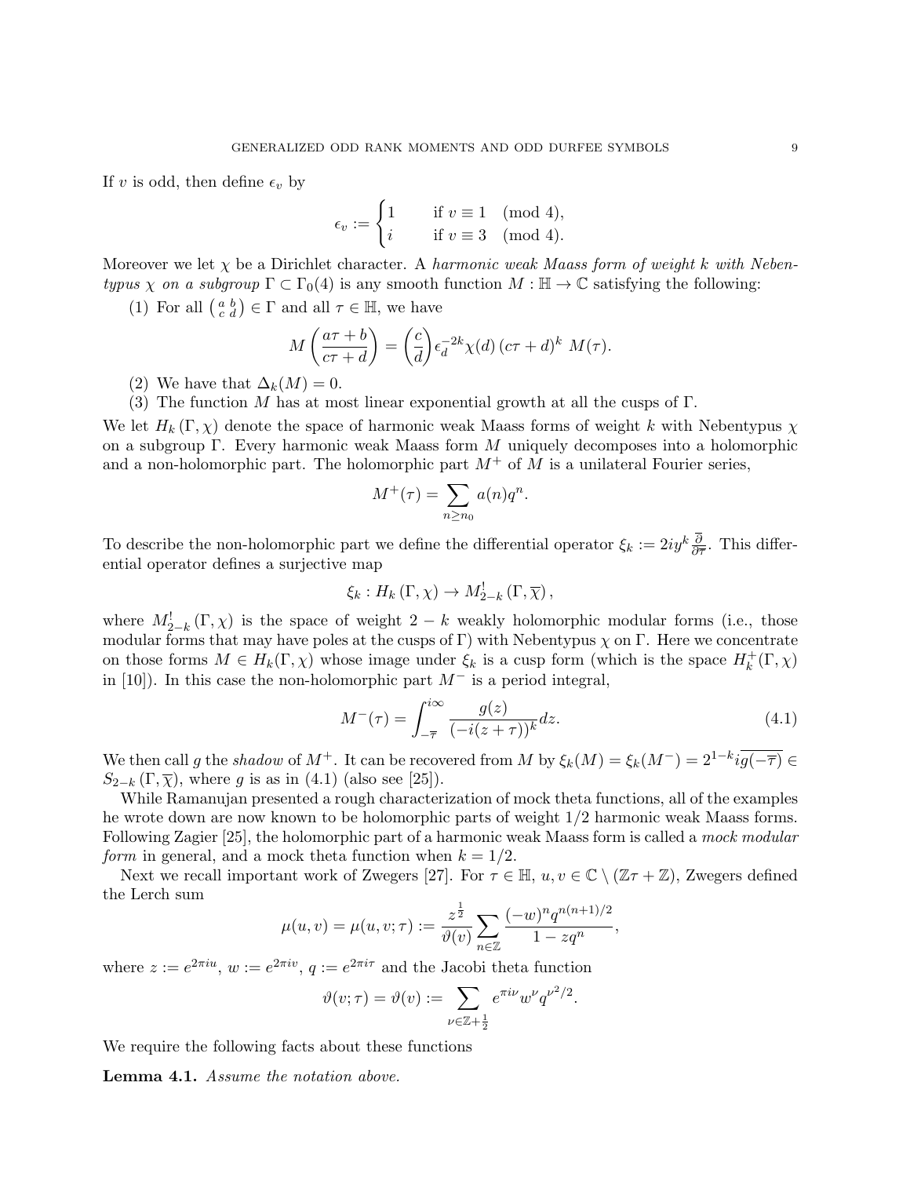If $v$ is odd, then define $\epsilon_v$ by

$$\epsilon_v := \begin{cases} 1 & \text{if } v \equiv 1 \pmod 4, \\ i & \text{if } v \equiv 3 \pmod 4. \end{cases}$$

Moreover we let $\chi$ be a Dirichlet character. A *harmonic weak Maass form of weight $k$ with Nebentypus $\chi$ on a subgroup $\Gamma \subset \Gamma_0(4)$* is any smooth function $M : \mathbb{H} \to \mathbb{C}$ satisfying the following:

(1) For all $\left(\begin{smallmatrix} a & b \\ c & d \end{smallmatrix}\right) \in \Gamma$ and all $\tau \in \mathbb{H}$, we have

$$M\left(\frac{a\tau+b}{c\tau+d}\right) = \left(\frac{c}{d}\right)\epsilon_d^{-2k}\chi(d)\,(c\tau+d)^k\; M(\tau).$$

(2) We have that $\Delta_k(M) = 0$.

(3) The function $M$ has at most linear exponential growth at all the cusps of $\Gamma$.

We let $H_k(\Gamma, \chi)$ denote the space of harmonic weak Maass forms of weight $k$ with Nebentypus $\chi$ on a subgroup $\Gamma$. Every harmonic weak Maass form $M$ uniquely decomposes into a holomorphic and a non-holomorphic part. The holomorphic part $M^+$ of $M$ is a unilateral Fourier series,

$$M^+(\tau) = \sum_{n \geq n_0} a(n) q^n.$$

To describe the non-holomorphic part we define the differential operator $\xi_k := 2iy^k \frac{\overline{\partial}}{\partial \overline{\tau}}$. This differential operator defines a surjective map

$$\xi_k : H_k(\Gamma, \chi) \to M^!_{2-k}(\Gamma, \overline{\chi}),$$

where $M^!_{2-k}(\Gamma, \chi)$ is the space of weight $2-k$ weakly holomorphic modular forms (i.e., those modular forms that may have poles at the cusps of $\Gamma$) with Nebentypus $\chi$ on $\Gamma$. Here we concentrate on those forms $M \in H_k(\Gamma, \chi)$ whose image under $\xi_k$ is a cusp form (which is the space $H_k^+(\Gamma, \chi)$ in [10]). In this case the non-holomorphic part $M^-$ is a period integral,

$$M^-(\tau) = \int_{-\overline{\tau}}^{i\infty} \frac{g(z)}{(-i(z+\tau))^k} dz. \tag{4.1}$$

We then call $g$ the *shadow* of $M^+$. It can be recovered from $M$ by $\xi_k(M) = \xi_k(M^-) = 2^{1-k} i \overline{g(-\overline{\tau})} \in S_{2-k}(\Gamma, \overline{\chi})$, where $g$ is as in (4.1) (also see [25]).

While Ramanujan presented a rough characterization of mock theta functions, all of the examples he wrote down are now known to be holomorphic parts of weight $1/2$ harmonic weak Maass forms. Following Zagier [25], the holomorphic part of a harmonic weak Maass form is called a *mock modular form* in general, and a mock theta function when $k = 1/2$.

Next we recall important work of Zwegers [27]. For $\tau \in \mathbb{H}$, $u, v \in \mathbb{C} \setminus (\mathbb{Z}\tau + \mathbb{Z})$, Zwegers defined the Lerch sum

$$\mu(u, v) = \mu(u, v; \tau) := \frac{z^{\frac{1}{2}}}{\vartheta(v)} \sum_{n \in \mathbb{Z}} \frac{(-w)^n q^{n(n+1)/2}}{1 - zq^n},$$

where $z := e^{2\pi i u}$, $w := e^{2\pi i v}$, $q := e^{2\pi i \tau}$ and the Jacobi theta function

$$\vartheta(v; \tau) = \vartheta(v) := \sum_{\nu \in \mathbb{Z} + \frac{1}{2}} e^{\pi i \nu} w^\nu q^{\nu^2/2}.$$

We require the following facts about these functions

**Lemma 4.1.** *Assume the notation above.*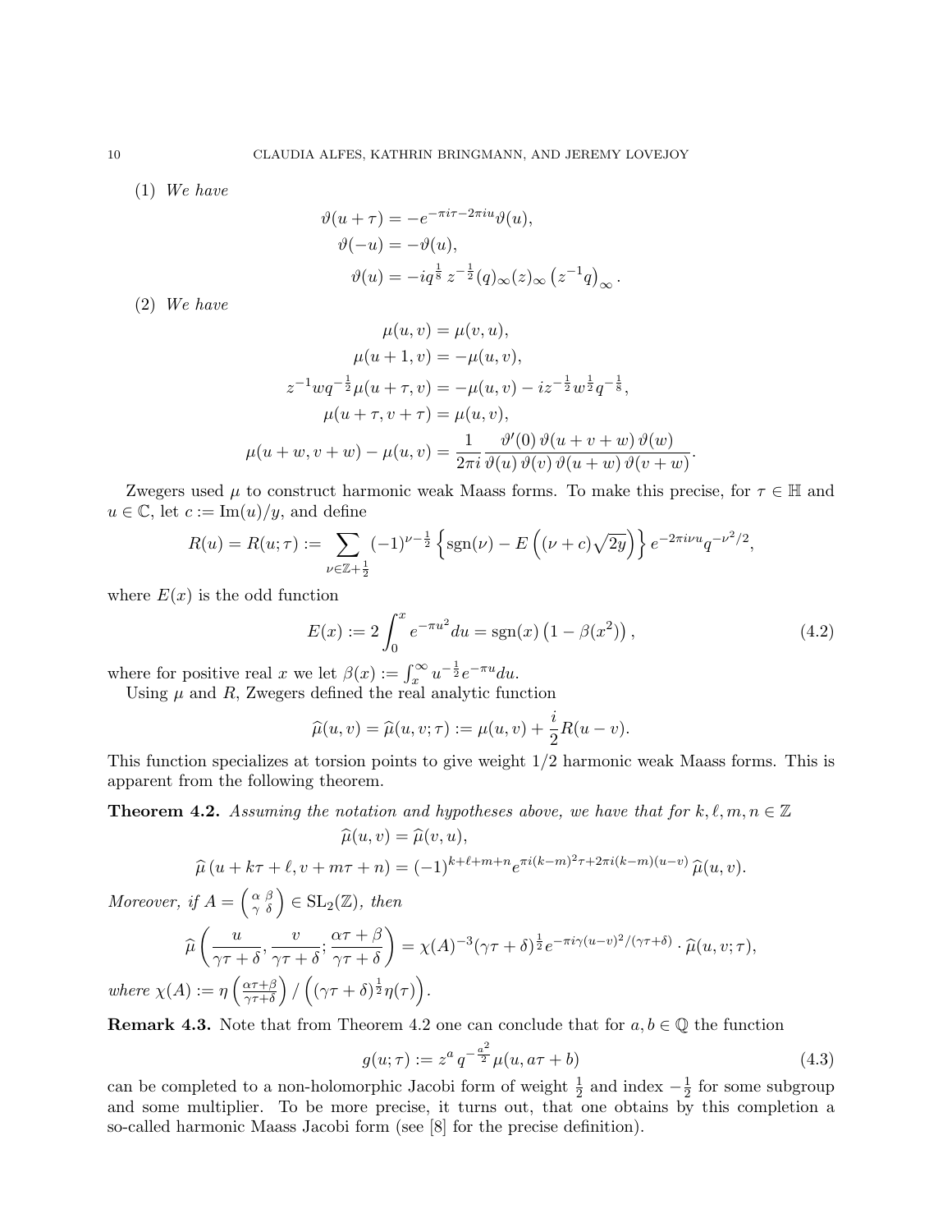(1) *We have*

$$\vartheta(u+\tau) = -e^{-\pi i\tau - 2\pi i u}\vartheta(u),$$
$$\vartheta(-u) = -\vartheta(u),$$
$$\vartheta(u) = -iq^{\frac{1}{8}}\, z^{-\frac{1}{2}}(q)_\infty (z)_\infty \left(z^{-1}q\right)_\infty.$$

(2) *We have*

$$\mu(u,v) = \mu(v,u),$$
$$\mu(u+1,v) = -\mu(u,v),$$
$$z^{-1}wq^{-\frac{1}{2}}\mu(u+\tau,v) = -\mu(u,v) - iz^{-\frac{1}{2}}w^{\frac{1}{2}}q^{-\frac{1}{8}},$$
$$\mu(u+\tau,v+\tau) = \mu(u,v),$$
$$\mu(u+w,v+w) - \mu(u,v) = \frac{1}{2\pi i}\frac{\vartheta'(0)\,\vartheta(u+v+w)\,\vartheta(w)}{\vartheta(u)\,\vartheta(v)\,\vartheta(u+w)\,\vartheta(v+w)}.$$

Zwegers used $\mu$ to construct harmonic weak Maass forms. To make this precise, for $\tau \in \mathbb{H}$ and $u \in \mathbb{C}$, let $c := \mathrm{Im}(u)/y$, and define

$$R(u) = R(u;\tau) := \sum_{\nu \in \mathbb{Z}+\frac{1}{2}} (-1)^{\nu-\frac{1}{2}} \left\{ \mathrm{sgn}(\nu) - E\left((\nu+c)\sqrt{2y}\right)\right\} e^{-2\pi i\nu u} q^{-\nu^2/2},$$

where $E(x)$ is the odd function

$$E(x) := 2\int_0^x e^{-\pi u^2}du = \mathrm{sgn}(x)\left(1-\beta(x^2)\right), \tag{4.2}$$

where for positive real $x$ we let $\beta(x) := \int_x^\infty u^{-\frac{1}{2}}e^{-\pi u}du$.

Using $\mu$ and $R$, Zwegers defined the real analytic function

$$\widehat{\mu}(u,v) = \widehat{\mu}(u,v;\tau) := \mu(u,v) + \frac{i}{2}R(u-v).$$

This function specializes at torsion points to give weight $1/2$ harmonic weak Maass forms. This is apparent from the following theorem.

**Theorem 4.2.** *Assuming the notation and hypotheses above, we have that for $k,\ell,m,n \in \mathbb{Z}$*

$$\widehat{\mu}(u,v) = \widehat{\mu}(v,u),$$
$$\widehat{\mu}\left(u+k\tau+\ell, v+m\tau+n\right) = (-1)^{k+\ell+m+n}e^{\pi i(k-m)^2\tau + 2\pi i(k-m)(u-v)}\,\widehat{\mu}(u,v).$$

*Moreover, if $A = \left(\begin{smallmatrix}\alpha & \beta\\ \gamma & \delta\end{smallmatrix}\right) \in \mathrm{SL}_2(\mathbb{Z})$, then*

$$\widehat{\mu}\left(\frac{u}{\gamma\tau+\delta}, \frac{v}{\gamma\tau+\delta}; \frac{\alpha\tau+\beta}{\gamma\tau+\delta}\right) = \chi(A)^{-3}(\gamma\tau+\delta)^{\frac{1}{2}}e^{-\pi i\gamma(u-v)^2/(\gamma\tau+\delta)}\cdot\widehat{\mu}(u,v;\tau),$$

*where $\chi(A) := \eta\left(\frac{\alpha\tau+\beta}{\gamma\tau+\delta}\right)/\left((\gamma\tau+\delta)^{\frac{1}{2}}\eta(\tau)\right)$.*

**Remark 4.3.** Note that from Theorem 4.2 one can conclude that for $a,b \in \mathbb{Q}$ the function

$$g(u;\tau) := z^a\, q^{-\frac{a^2}{2}}\mu(u, a\tau+b) \tag{4.3}$$

can be completed to a non-holomorphic Jacobi form of weight $\frac{1}{2}$ and index $-\frac{1}{2}$ for some subgroup and some multiplier. To be more precise, it turns out, that one obtains by this completion a so-called harmonic Maass Jacobi form (see [8] for the precise definition).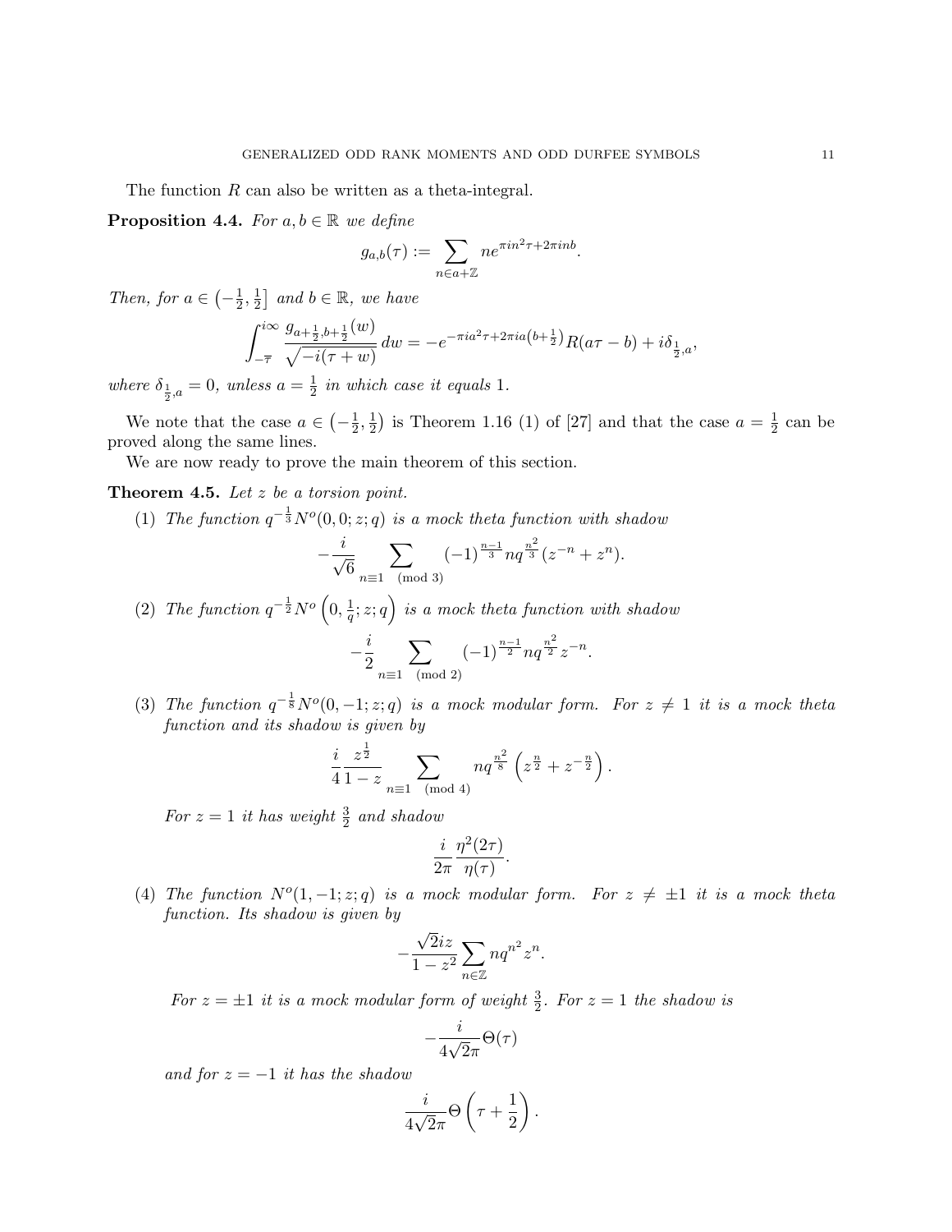The function $R$ can also be written as a theta-integral.

**Proposition 4.4.** *For $a, b \in \mathbb{R}$ we define*

$$g_{a,b}(\tau) := \sum_{n \in a+\mathbb{Z}} n e^{\pi i n^2 \tau + 2\pi i n b}.$$

*Then, for $a \in \left(-\frac{1}{2}, \frac{1}{2}\right]$ and $b \in \mathbb{R}$, we have*

$$\int_{-\overline{\tau}}^{i\infty} \frac{g_{a+\frac{1}{2}, b+\frac{1}{2}}(w)}{\sqrt{-i(\tau+w)}}\, dw = -e^{-\pi i a^2 \tau + 2\pi i a \left(b+\frac{1}{2}\right)} R(a\tau - b) + i\delta_{\frac{1}{2},a},$$

*where $\delta_{\frac{1}{2},a} = 0$, unless $a = \frac{1}{2}$ in which case it equals $1$.*

We note that the case $a \in \left(-\frac{1}{2}, \frac{1}{2}\right)$ is Theorem 1.16 (1) of [27] and that the case $a = \frac{1}{2}$ can be proved along the same lines.

We are now ready to prove the main theorem of this section.

**Theorem 4.5.** *Let $z$ be a torsion point.*

1. *The function $q^{-\frac{1}{3}} N^o(0,0;z;q)$ is a mock theta function with shadow*

$$-\frac{i}{\sqrt{6}} \sum_{n \equiv 1 \pmod 3} (-1)^{\frac{n-1}{3}} n q^{\frac{n^2}{3}} (z^{-n} + z^n).$$

2. *The function $q^{-\frac{1}{2}} N^o\left(0, \frac{1}{q}; z; q\right)$ is a mock theta function with shadow*

$$-\frac{i}{2} \sum_{n \equiv 1 \pmod 2} (-1)^{\frac{n-1}{2}} n q^{\frac{n^2}{2}} z^{-n}.$$

3. *The function $q^{-\frac{1}{8}} N^o(0,-1;z;q)$ is a mock modular form. For $z \neq 1$ it is a mock theta function and its shadow is given by*

$$\frac{i}{4} \frac{z^{\frac{1}{2}}}{1-z} \sum_{n \equiv 1 \pmod 4} n q^{\frac{n^2}{8}} \left(z^{\frac{n}{2}} + z^{-\frac{n}{2}}\right).$$

   *For $z = 1$ it has weight $\frac{3}{2}$ and shadow*

$$\frac{i}{2\pi} \frac{\eta^2(2\tau)}{\eta(\tau)}.$$

4. *The function $N^o(1,-1;z;q)$ is a mock modular form. For $z \neq \pm 1$ it is a mock theta function. Its shadow is given by*

$$-\frac{\sqrt{2} i z}{1-z^2} \sum_{n \in \mathbb{Z}} n q^{n^2} z^n.$$

   *For $z = \pm 1$ it is a mock modular form of weight $\frac{3}{2}$. For $z = 1$ the shadow is*

$$-\frac{i}{4\sqrt{2}\pi} \Theta(\tau)$$

   *and for $z = -1$ it has the shadow*

$$\frac{i}{4\sqrt{2}\pi} \Theta\left(\tau + \frac{1}{2}\right).$$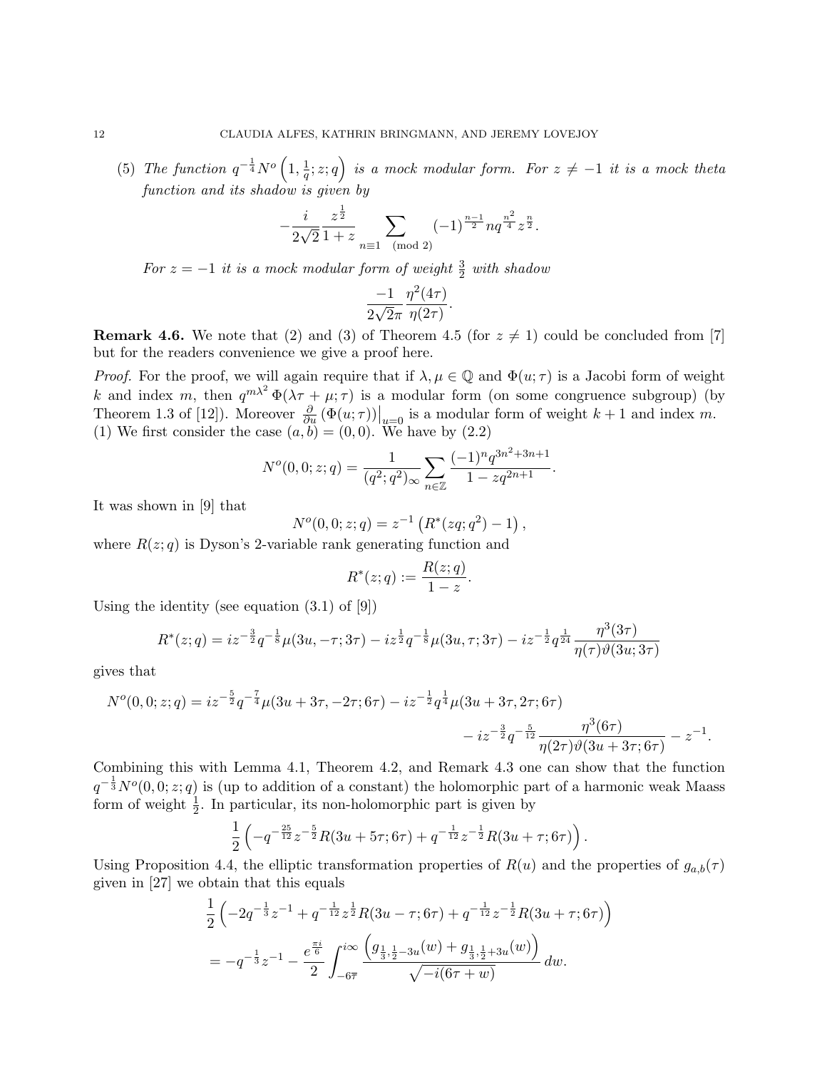(5) *The function* $q^{-\frac{1}{4}} N^o\left(1, \frac{1}{q}; z; q\right)$ *is a mock modular form. For* $z \neq -1$ *it is a mock theta function and its shadow is given by*

$$-\frac{i}{2\sqrt{2}} \frac{z^{\frac{1}{2}}}{1+z} \sum_{n \equiv 1 \pmod 2} (-1)^{\frac{n-1}{2}} n q^{\frac{n^2}{4}} z^{\frac{n}{2}}.$$

*For* $z = -1$ *it is a mock modular form of weight* $\frac{3}{2}$ *with shadow*

$$\frac{-1}{2\sqrt{2}\pi} \frac{\eta^2(4\tau)}{\eta(2\tau)}.$$

**Remark 4.6.** We note that (2) and (3) of Theorem 4.5 (for $z \neq 1$) could be concluded from [7] but for the readers convenience we give a proof here.

*Proof.* For the proof, we will again require that if $\lambda, \mu \in \mathbb{Q}$ and $\Phi(u;\tau)$ is a Jacobi form of weight $k$ and index $m$, then $q^{m\lambda^2}\, \Phi(\lambda\tau + \mu; \tau)$ is a modular form (on some congruence subgroup) (by Theorem 1.3 of [12]). Moreover $\frac{\partial}{\partial u}\left(\Phi(u;\tau)\right)\big|_{u=0}$ is a modular form of weight $k+1$ and index $m$.
(1) We first consider the case $(a,b) = (0,0)$. We have by (2.2)

$$N^o(0,0;z;q) = \frac{1}{(q^2;q^2)_\infty} \sum_{n \in \mathbb{Z}} \frac{(-1)^n q^{3n^2+3n+1}}{1 - zq^{2n+1}}.$$

It was shown in [9] that

$$N^o(0,0;z;q) = z^{-1}\left(R^*(zq;q^2) - 1\right),$$

where $R(z;q)$ is Dyson's 2-variable rank generating function and

$$R^*(z;q) := \frac{R(z;q)}{1-z}.$$

Using the identity (see equation (3.1) of [9])

$$R^*(z;q) = iz^{-\frac{3}{2}} q^{-\frac{1}{8}} \mu(3u, -\tau; 3\tau) - iz^{\frac{1}{2}} q^{-\frac{1}{8}} \mu(3u, \tau; 3\tau) - iz^{-\frac{1}{2}} q^{\frac{1}{24}} \frac{\eta^3(3\tau)}{\eta(\tau)\vartheta(3u;3\tau)}$$

gives that

$$N^o(0,0;z;q) = iz^{-\frac{5}{2}} q^{-\frac{7}{4}} \mu(3u+3\tau, -2\tau; 6\tau) - iz^{-\frac{1}{2}} q^{\frac{1}{4}} \mu(3u+3\tau, 2\tau; 6\tau) - iz^{-\frac{3}{2}} q^{-\frac{5}{12}} \frac{\eta^3(6\tau)}{\eta(2\tau)\vartheta(3u+3\tau;6\tau)} - z^{-1}.$$

Combining this with Lemma 4.1, Theorem 4.2, and Remark 4.3 one can show that the function $q^{-\frac{1}{3}} N^o(0,0;z;q)$ is (up to addition of a constant) the holomorphic part of a harmonic weak Maass form of weight $\frac{1}{2}$. In particular, its non-holomorphic part is given by

$$\frac{1}{2}\left(-q^{-\frac{25}{12}} z^{-\frac{5}{2}} R(3u+5\tau;6\tau) + q^{-\frac{1}{12}} z^{-\frac{1}{2}} R(3u+\tau;6\tau)\right).$$

Using Proposition 4.4, the elliptic transformation properties of $R(u)$ and the properties of $g_{a,b}(\tau)$ given in [27] we obtain that this equals

$$\frac{1}{2}\left(-2q^{-\frac{1}{3}} z^{-1} + q^{-\frac{1}{12}} z^{\frac{1}{2}} R(3u-\tau;6\tau) + q^{-\frac{1}{12}} z^{-\frac{1}{2}} R(3u+\tau;6\tau)\right)$$

$$= -q^{-\frac{1}{3}} z^{-1} - \frac{e^{\frac{\pi i}{6}}}{2} \int_{-6\overline{\tau}}^{i\infty} \frac{\left(g_{\frac{1}{3},\frac{1}{2}-3u}(w) + g_{\frac{1}{3},\frac{1}{2}+3u}(w)\right)}{\sqrt{-i(6\tau+w)}}\, dw.$$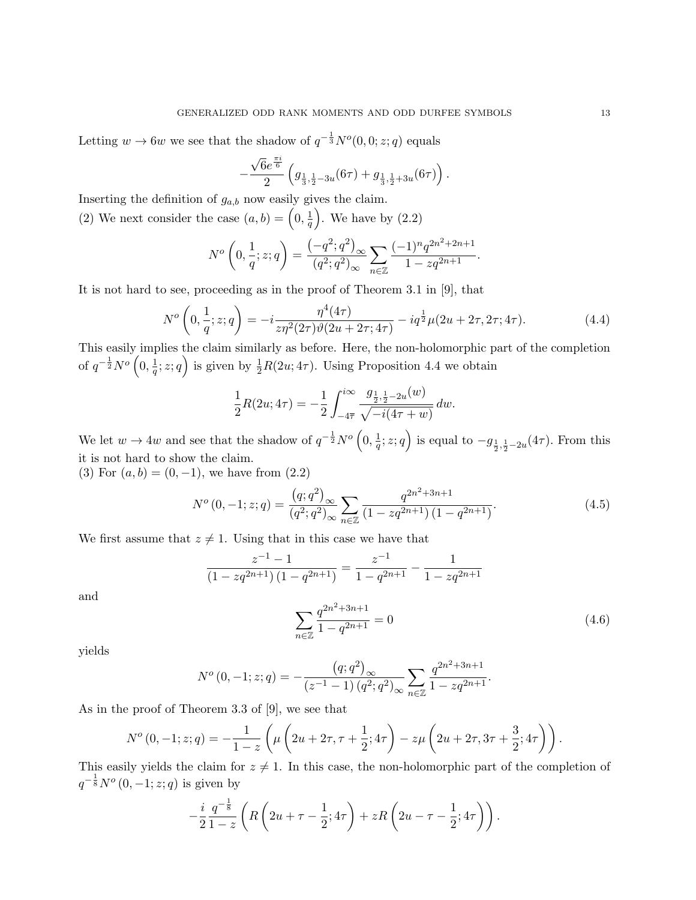Letting $w \to 6w$ we see that the shadow of $q^{-\frac{1}{3}} N^o(0,0;z;q)$ equals

$$-\frac{\sqrt{6} e^{\frac{\pi i}{6}}}{2} \left( g_{\frac{1}{3},\frac{1}{2}-3u}(6\tau) + g_{\frac{1}{3},\frac{1}{2}+3u}(6\tau) \right).$$

Inserting the definition of $g_{a,b}$ now easily gives the claim.

(2) We next consider the case $(a,b) = \left(0, \frac{1}{q}\right)$. We have by (2.2)

$$N^o\left(0, \frac{1}{q}; z; q\right) = \frac{\left(-q^2;q^2\right)_\infty}{\left(q^2;q^2\right)_\infty} \sum_{n \in \mathbb{Z}} \frac{(-1)^n q^{2n^2+2n+1}}{1 - zq^{2n+1}}.$$

It is not hard to see, proceeding as in the proof of Theorem 3.1 in [9], that

$$N^o\left(0, \frac{1}{q}; z; q\right) = -i \frac{\eta^4(4\tau)}{z\eta^2(2\tau)\vartheta(2u+2\tau;4\tau)} - iq^{\frac{1}{2}} \mu(2u+2\tau, 2\tau; 4\tau). \tag{4.4}$$

This easily implies the claim similarly as before. Here, the non-holomorphic part of the completion of $q^{-\frac{1}{2}} N^o\left(0, \frac{1}{q}; z; q\right)$ is given by $\frac{1}{2} R(2u;4\tau)$. Using Proposition 4.4 we obtain

$$\frac{1}{2} R(2u;4\tau) = -\frac{1}{2} \int_{-4\overline{\tau}}^{i\infty} \frac{g_{\frac{1}{2},\frac{1}{2}-2u}(w)}{\sqrt{-i(4\tau+w)}}\, dw.$$

We let $w \to 4w$ and see that the shadow of $q^{-\frac{1}{2}} N^o\left(0, \frac{1}{q}; z; q\right)$ is equal to $-g_{\frac{1}{2},\frac{1}{2}-2u}(4\tau)$. From this it is not hard to show the claim.

(3) For $(a,b) = (0,-1)$, we have from (2.2)

$$N^o(0,-1;z;q) = \frac{\left(q;q^2\right)_\infty}{\left(q^2;q^2\right)_\infty} \sum_{n \in \mathbb{Z}} \frac{q^{2n^2+3n+1}}{\left(1 - zq^{2n+1}\right)\left(1 - q^{2n+1}\right)}. \tag{4.5}$$

We first assume that $z \neq 1$. Using that in this case we have that

$$\frac{z^{-1} - 1}{\left(1 - zq^{2n+1}\right)\left(1 - q^{2n+1}\right)} = \frac{z^{-1}}{1 - q^{2n+1}} - \frac{1}{1 - zq^{2n+1}}$$

and

$$\sum_{n \in \mathbb{Z}} \frac{q^{2n^2+3n+1}}{1 - q^{2n+1}} = 0 \tag{4.6}$$

yields

$$N^o(0,-1;z;q) = -\frac{\left(q;q^2\right)_\infty}{\left(z^{-1} - 1\right)\left(q^2;q^2\right)_\infty} \sum_{n \in \mathbb{Z}} \frac{q^{2n^2+3n+1}}{1 - zq^{2n+1}}.$$

As in the proof of Theorem 3.3 of [9], we see that

$$N^o(0,-1;z;q) = -\frac{1}{1-z} \left( \mu\left(2u+2\tau, \tau + \frac{1}{2}; 4\tau\right) - z\mu\left(2u+2\tau, 3\tau + \frac{3}{2}; 4\tau\right) \right).$$

This easily yields the claim for $z \neq 1$. In this case, the non-holomorphic part of the completion of $q^{-\frac{1}{8}} N^o(0,-1;z;q)$ is given by

$$-\frac{i}{2} \frac{q^{-\frac{1}{8}}}{1-z} \left( R\left(2u + \tau - \frac{1}{2}; 4\tau\right) + zR\left(2u - \tau - \frac{1}{2}; 4\tau\right) \right).$$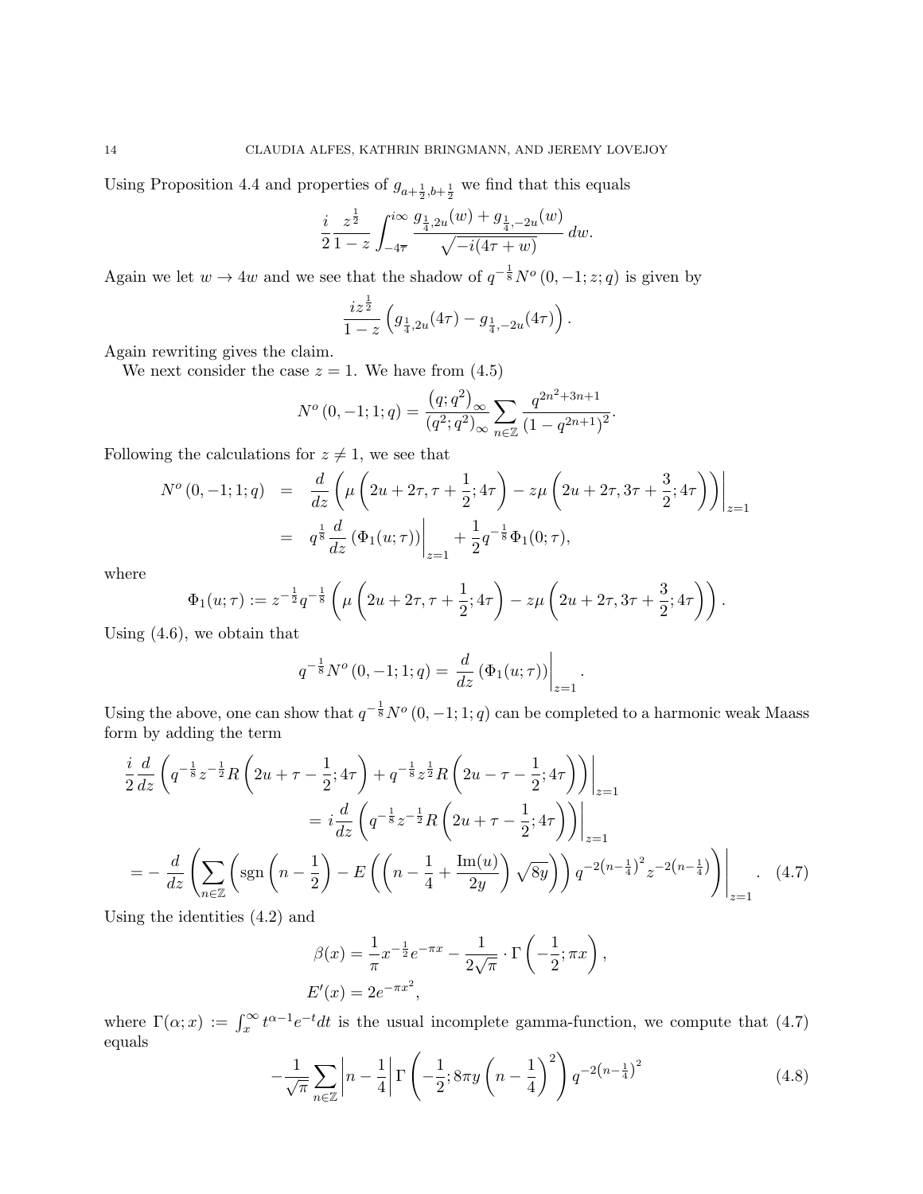Using Proposition 4.4 and properties of $g_{a+\frac{1}{2},b+\frac{1}{2}}$ we find that this equals

$$\frac{i}{2}\frac{z^{\frac{1}{2}}}{1-z}\int_{-4\overline{\tau}}^{i\infty}\frac{g_{\frac{1}{4},2u}(w)+g_{\frac{1}{4},-2u}(w)}{\sqrt{-i(4\tau+w)}}\,dw.$$

Again we let $w \to 4w$ and we see that the shadow of $q^{-\frac{1}{8}}N^o\left(0,-1;z;q\right)$ is given by

$$\frac{iz^{\frac{1}{2}}}{1-z}\left(g_{\frac{1}{4},2u}(4\tau)-g_{\frac{1}{4},-2u}(4\tau)\right).$$

Again rewriting gives the claim.

We next consider the case $z=1$. We have from (4.5)

$$N^o\left(0,-1;1;q\right)=\frac{\left(q;q^2\right)_\infty}{\left(q^2;q^2\right)_\infty}\sum_{n\in\mathbb{Z}}\frac{q^{2n^2+3n+1}}{\left(1-q^{2n+1}\right)^2}.$$

Following the calculations for $z\neq 1$, we see that

$$\begin{aligned}
N^o\left(0,-1;1;q\right) &= \frac{d}{dz}\left(\mu\left(2u+2\tau,\tau+\frac{1}{2};4\tau\right)-z\mu\left(2u+2\tau,3\tau+\frac{3}{2};4\tau\right)\right)\Bigg|_{z=1}\\
&= q^{\frac{1}{8}}\frac{d}{dz}\left(\Phi_1(u;\tau)\right)\Bigg|_{z=1}+\frac{1}{2}q^{-\frac{1}{8}}\Phi_1(0;\tau),
\end{aligned}$$

where

$$\Phi_1(u;\tau):=z^{-\frac{1}{2}}q^{-\frac{1}{8}}\left(\mu\left(2u+2\tau,\tau+\frac{1}{2};4\tau\right)-z\mu\left(2u+2\tau,3\tau+\frac{3}{2};4\tau\right)\right).$$

Using (4.6), we obtain that

$$q^{-\frac{1}{8}}N^o\left(0,-1;1;q\right)=\frac{d}{dz}\left(\Phi_1(u;\tau)\right)\Bigg|_{z=1}.$$

Using the above, one can show that $q^{-\frac{1}{8}}N^o\left(0,-1;1;q\right)$ can be completed to a harmonic weak Maass form by adding the term

$$\begin{aligned}
&\frac{i}{2}\frac{d}{dz}\left(q^{-\frac{1}{8}}z^{-\frac{1}{2}}R\left(2u+\tau-\frac{1}{2};4\tau\right)+q^{-\frac{1}{8}}z^{\frac{1}{2}}R\left(2u-\tau-\frac{1}{2};4\tau\right)\right)\Bigg|_{z=1}\\
&\qquad\qquad= i\frac{d}{dz}\left(q^{-\frac{1}{8}}z^{-\frac{1}{2}}R\left(2u+\tau-\frac{1}{2};4\tau\right)\right)\Bigg|_{z=1}\\
&= -\frac{d}{dz}\left(\sum_{n\in\mathbb{Z}}\left(\operatorname{sgn}\left(n-\frac{1}{2}\right)-E\left(\left(n-\frac{1}{4}+\frac{\operatorname{Im}(u)}{2y}\right)\sqrt{8y}\right)\right)q^{-2\left(n-\frac{1}{4}\right)^2}z^{-2\left(n-\frac{1}{4}\right)}\right)\Bigg|_{z=1}. \quad (4.7)
\end{aligned}$$

Using the identities (4.2) and

$$\begin{aligned}
\beta(x) &= \frac{1}{\pi}x^{-\frac{1}{2}}e^{-\pi x}-\frac{1}{2\sqrt{\pi}}\cdot\Gamma\left(-\frac{1}{2};\pi x\right),\\
E'(x) &= 2e^{-\pi x^2},
\end{aligned}$$

where $\Gamma(\alpha;x):=\int_x^\infty t^{\alpha-1}e^{-t}dt$ is the usual incomplete gamma-function, we compute that (4.7) equals

$$-\frac{1}{\sqrt{\pi}}\sum_{n\in\mathbb{Z}}\left|n-\frac{1}{4}\right|\Gamma\left(-\frac{1}{2};8\pi y\left(n-\frac{1}{4}\right)^2\right)q^{-2\left(n-\frac{1}{4}\right)^2} \quad (4.8)$$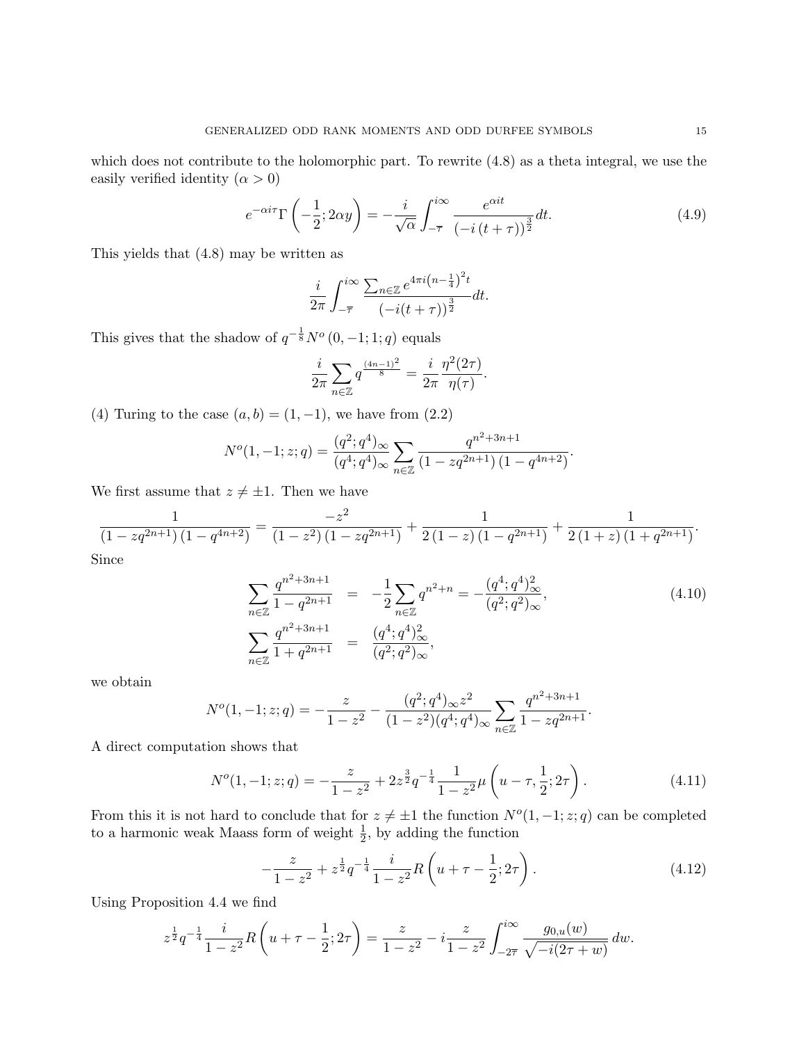which does not contribute to the holomorphic part. To rewrite (4.8) as a theta integral, we use the easily verified identity ($\alpha > 0$)

$$e^{-\alpha i\tau}\Gamma\left(-\frac{1}{2};2\alpha y\right) = -\frac{i}{\sqrt{\alpha}}\int_{-\overline{\tau}}^{i\infty}\frac{e^{\alpha it}}{\left(-i\left(t+\tau\right)\right)^{\frac{3}{2}}}dt. \tag{4.9}$$

This yields that (4.8) may be written as

$$\frac{i}{2\pi}\int_{-\overline{\tau}}^{i\infty}\frac{\sum_{n\in\mathbb{Z}}e^{4\pi i\left(n-\frac{1}{4}\right)^2 t}}{\left(-i(t+\tau)\right)^{\frac{3}{2}}}dt.$$

This gives that the shadow of $q^{-\frac{1}{8}}N^o\left(0,-1;1;q\right)$ equals

$$\frac{i}{2\pi}\sum_{n\in\mathbb{Z}}q^{\frac{(4n-1)^2}{8}} = \frac{i}{2\pi}\frac{\eta^2(2\tau)}{\eta(\tau)}.$$

(4) Turing to the case $(a,b) = (1,-1)$, we have from (2.2)

$$N^o(1,-1;z;q) = \frac{(q^2;q^4)_\infty}{(q^4;q^4)_\infty}\sum_{n\in\mathbb{Z}}\frac{q^{n^2+3n+1}}{\left(1-zq^{2n+1}\right)\left(1-q^{4n+2}\right)}.$$

We first assume that $z \neq \pm 1$. Then we have

$$\frac{1}{\left(1-zq^{2n+1}\right)\left(1-q^{4n+2}\right)} = \frac{-z^2}{\left(1-z^2\right)\left(1-zq^{2n+1}\right)} + \frac{1}{2\left(1-z\right)\left(1-q^{2n+1}\right)} + \frac{1}{2\left(1+z\right)\left(1+q^{2n+1}\right)}.$$

Since

$$\begin{aligned}
\sum_{n\in\mathbb{Z}}\frac{q^{n^2+3n+1}}{1-q^{2n+1}} &= -\frac{1}{2}\sum_{n\in\mathbb{Z}}q^{n^2+n} = -\frac{(q^4;q^4)_\infty^2}{(q^2;q^2)_\infty}, \\
\sum_{n\in\mathbb{Z}}\frac{q^{n^2+3n+1}}{1+q^{2n+1}} &= \frac{(q^4;q^4)_\infty^2}{(q^2;q^2)_\infty},
\end{aligned} \tag{4.10}$$

we obtain

$$N^o(1,-1;z;q) = -\frac{z}{1-z^2} - \frac{(q^2;q^4)_\infty z^2}{(1-z^2)(q^4;q^4)_\infty}\sum_{n\in\mathbb{Z}}\frac{q^{n^2+3n+1}}{1-zq^{2n+1}}.$$

A direct computation shows that

$$N^o(1,-1;z;q) = -\frac{z}{1-z^2} + 2z^{\frac{3}{2}}q^{-\frac{1}{4}}\frac{1}{1-z^2}\mu\left(u-\tau,\frac{1}{2};2\tau\right). \tag{4.11}$$

From this it is not hard to conclude that for $z \neq \pm 1$ the function $N^o(1,-1;z;q)$ can be completed to a harmonic weak Maass form of weight $\frac{1}{2}$, by adding the function

$$-\frac{z}{1-z^2} + z^{\frac{1}{2}}q^{-\frac{1}{4}}\frac{i}{1-z^2}R\left(u+\tau-\frac{1}{2};2\tau\right). \tag{4.12}$$

Using Proposition 4.4 we find

$$z^{\frac{1}{2}}q^{-\frac{1}{4}}\frac{i}{1-z^2}R\left(u+\tau-\frac{1}{2};2\tau\right) = \frac{z}{1-z^2} - i\frac{z}{1-z^2}\int_{-2\overline{\tau}}^{i\infty}\frac{g_{0,u}(w)}{\sqrt{-i(2\tau+w)}}\,dw.$$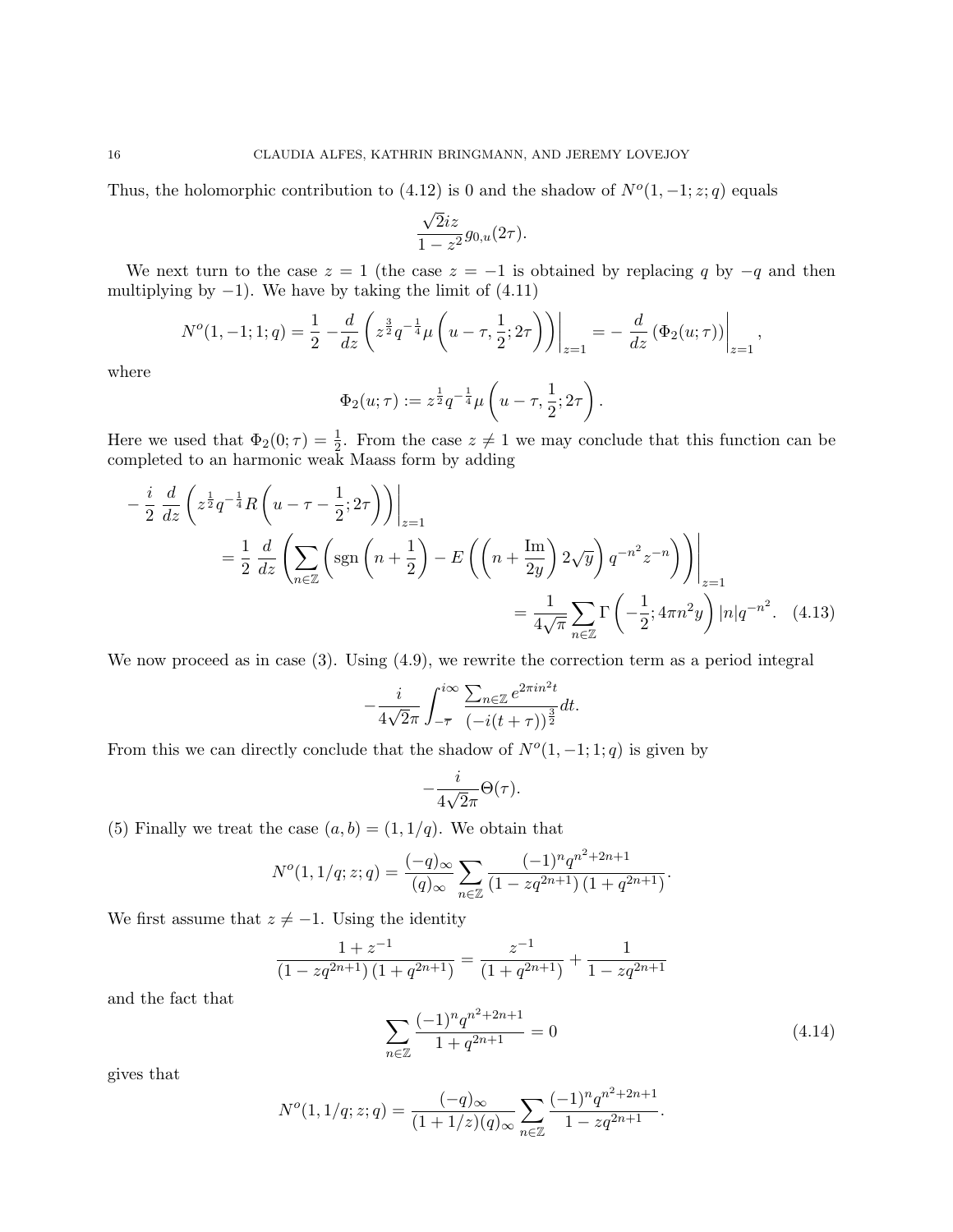Thus, the holomorphic contribution to (4.12) is 0 and the shadow of $N^o(1,-1;z;q)$ equals

$$\frac{\sqrt{2}iz}{1-z^2} g_{0,u}(2\tau).$$

We next turn to the case $z=1$ (the case $z=-1$ is obtained by replacing $q$ by $-q$ and then multiplying by $-1$). We have by taking the limit of (4.11)

$$N^o(1,-1;1;q) = \frac{1}{2} - \frac{d}{dz}\left( z^{\frac{3}{2}} q^{-\frac{1}{4}} \mu\left(u-\tau, \frac{1}{2}; 2\tau\right)\right)\Big|_{z=1} = -\frac{d}{dz}\left(\Phi_2(u;\tau)\right)\Big|_{z=1},$$

where

$$\Phi_2(u;\tau) := z^{\frac{1}{2}} q^{-\frac{1}{4}} \mu\left(u-\tau, \frac{1}{2}; 2\tau\right).$$

Here we used that $\Phi_2(0;\tau) = \frac{1}{2}$. From the case $z \neq 1$ we may conclude that this function can be completed to an harmonic weak Maass form by adding

$$\begin{aligned}
-\frac{i}{2}\,\frac{d}{dz}&\left( z^{\frac{1}{2}} q^{-\frac{1}{4}} R\left(u-\tau-\frac{1}{2}; 2\tau\right)\right)\Big|_{z=1} \\
&= \frac{1}{2}\,\frac{d}{dz}\left(\sum_{n\in\mathbb{Z}}\left(\operatorname{sgn}\left(n+\frac{1}{2}\right) - E\left(\left(n+\frac{\operatorname{Im}}{2y}\right)2\sqrt{y}\right)q^{-n^2}z^{-n}\right)\right)\Big|_{z=1} \\
&= \frac{1}{4\sqrt{\pi}}\sum_{n\in\mathbb{Z}} \Gamma\left(-\frac{1}{2}; 4\pi n^2 y\right)|n| q^{-n^2}. \qquad (4.13)
\end{aligned}$$

We now proceed as in case (3). Using (4.9), we rewrite the correction term as a period integral

$$-\frac{i}{4\sqrt{2}\pi}\int_{-\overline{\tau}}^{i\infty} \frac{\sum_{n\in\mathbb{Z}} e^{2\pi i n^2 t}}{(-i(t+\tau))^{\frac{3}{2}}}\,dt.$$

From this we can directly conclude that the shadow of $N^o(1,-1;1;q)$ is given by

$$-\frac{i}{4\sqrt{2}\pi}\Theta(\tau).$$

(5) Finally we treat the case $(a,b) = (1, 1/q)$. We obtain that

$$N^o(1, 1/q; z; q) = \frac{(-q)_\infty}{(q)_\infty}\sum_{n\in\mathbb{Z}} \frac{(-1)^n q^{n^2+2n+1}}{(1-zq^{2n+1})(1+q^{2n+1})}.$$

We first assume that $z \neq -1$. Using the identity

$$\frac{1+z^{-1}}{(1-zq^{2n+1})(1+q^{2n+1})} = \frac{z^{-1}}{(1+q^{2n+1})} + \frac{1}{1-zq^{2n+1}}$$

and the fact that

$$\sum_{n\in\mathbb{Z}} \frac{(-1)^n q^{n^2+2n+1}}{1+q^{2n+1}} = 0 \qquad (4.14)$$

gives that

$$N^o(1, 1/q; z; q) = \frac{(-q)_\infty}{(1+1/z)(q)_\infty}\sum_{n\in\mathbb{Z}} \frac{(-1)^n q^{n^2+2n+1}}{1-zq^{2n+1}}.$$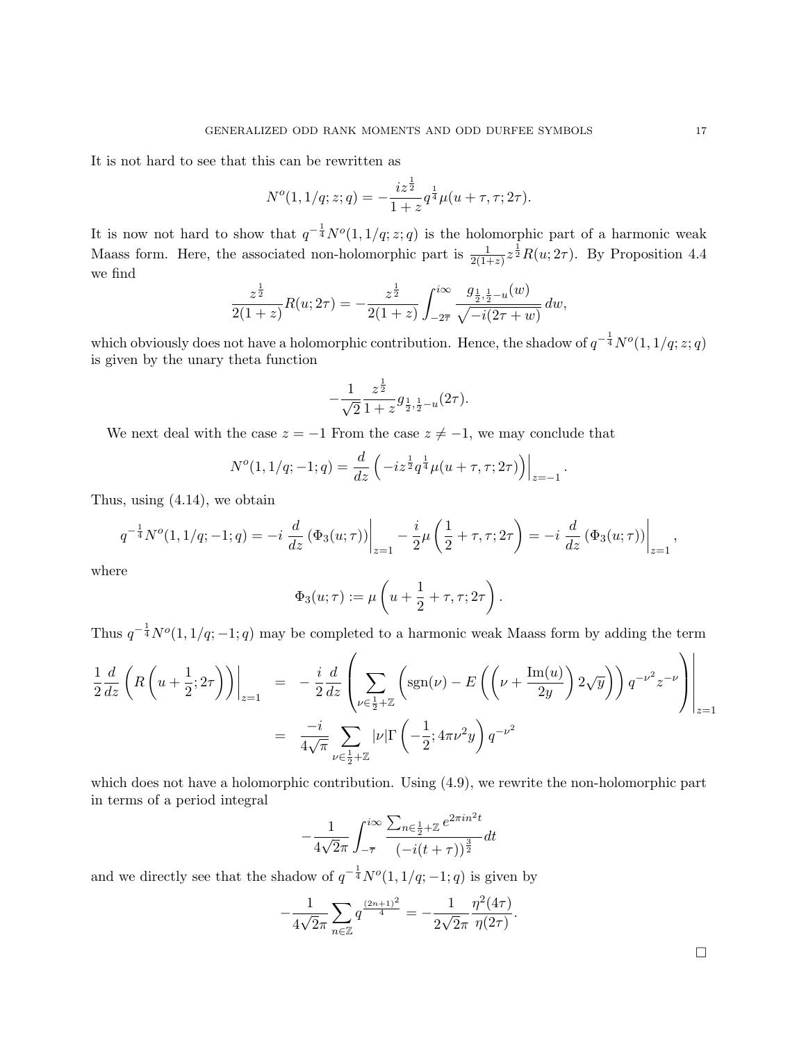It is not hard to see that this can be rewritten as

$$N^o(1, 1/q; z; q) = -\frac{iz^{\frac{1}{2}}}{1+z} q^{\frac{1}{4}} \mu(u + \tau, \tau; 2\tau).$$

It is now not hard to show that $q^{-\frac{1}{4}} N^o(1, 1/q; z; q)$ is the holomorphic part of a harmonic weak Maass form. Here, the associated non-holomorphic part is $\frac{1}{2(1+z)} z^{\frac{1}{2}} R(u; 2\tau)$. By Proposition 4.4 we find

$$\frac{z^{\frac{1}{2}}}{2(1+z)} R(u; 2\tau) = -\frac{z^{\frac{1}{2}}}{2(1+z)} \int_{-2\overline{\tau}}^{i\infty} \frac{g_{\frac{1}{2}, \frac{1}{2}-u}(w)}{\sqrt{-i(2\tau + w)}}\, dw,$$

which obviously does not have a holomorphic contribution. Hence, the shadow of $q^{-\frac{1}{4}} N^o(1, 1/q; z; q)$ is given by the unary theta function

$$-\frac{1}{\sqrt{2}} \frac{z^{\frac{1}{2}}}{1+z} g_{\frac{1}{2}, \frac{1}{2}-u}(2\tau).$$

We next deal with the case $z = -1$ From the case $z \neq -1$, we may conclude that

$$N^o(1, 1/q; -1; q) = \frac{d}{dz} \left( -iz^{\frac{1}{2}} q^{\frac{1}{4}} \mu(u + \tau, \tau; 2\tau) \right)\Big|_{z=-1}.$$

Thus, using (4.14), we obtain

$$q^{-\frac{1}{4}} N^o(1, 1/q; -1; q) = -i\, \frac{d}{dz} \left(\Phi_3(u; \tau)\right)\Big|_{z=1} - \frac{i}{2} \mu\left(\frac{1}{2} + \tau, \tau; 2\tau\right) = -i\, \frac{d}{dz} \left(\Phi_3(u; \tau)\right)\Big|_{z=1},$$

where

$$\Phi_3(u; \tau) := \mu\left(u + \frac{1}{2} + \tau, \tau; 2\tau\right).$$

Thus $q^{-\frac{1}{4}} N^o(1, 1/q; -1; q)$ may be completed to a harmonic weak Maass form by adding the term

$$\begin{aligned}
\frac{1}{2} \frac{d}{dz} \left( R\left(u + \frac{1}{2}; 2\tau\right)\right)\Big|_{z=1} &= -\frac{i}{2} \frac{d}{dz} \left( \sum_{\nu \in \frac{1}{2} + \mathbb{Z}} \left( \operatorname{sgn}(\nu) - E\left(\left(\nu + \frac{\operatorname{Im}(u)}{2y}\right) 2\sqrt{y}\right)\right) q^{-\nu^2} z^{-\nu} \right)\Bigg|_{z=1} \\
&= \frac{-i}{4\sqrt{\pi}} \sum_{\nu \in \frac{1}{2} + \mathbb{Z}} |\nu| \Gamma\left(-\frac{1}{2}; 4\pi\nu^2 y\right) q^{-\nu^2}
\end{aligned}$$

which does not have a holomorphic contribution. Using (4.9), we rewrite the non-holomorphic part in terms of a period integral

$$-\frac{1}{4\sqrt{2}\pi} \int_{-\overline{\tau}}^{i\infty} \frac{\sum_{n \in \frac{1}{2} + \mathbb{Z}} e^{2\pi i n^2 t}}{(-i(t + \tau))^{\frac{3}{2}}} dt$$

and we directly see that the shadow of $q^{-\frac{1}{4}} N^o(1, 1/q; -1; q)$ is given by

$$-\frac{1}{4\sqrt{2}\pi} \sum_{n \in \mathbb{Z}} q^{\frac{(2n+1)^2}{4}} = -\frac{1}{2\sqrt{2}\pi} \frac{\eta^2(4\tau)}{\eta(2\tau)}.$$

$\square$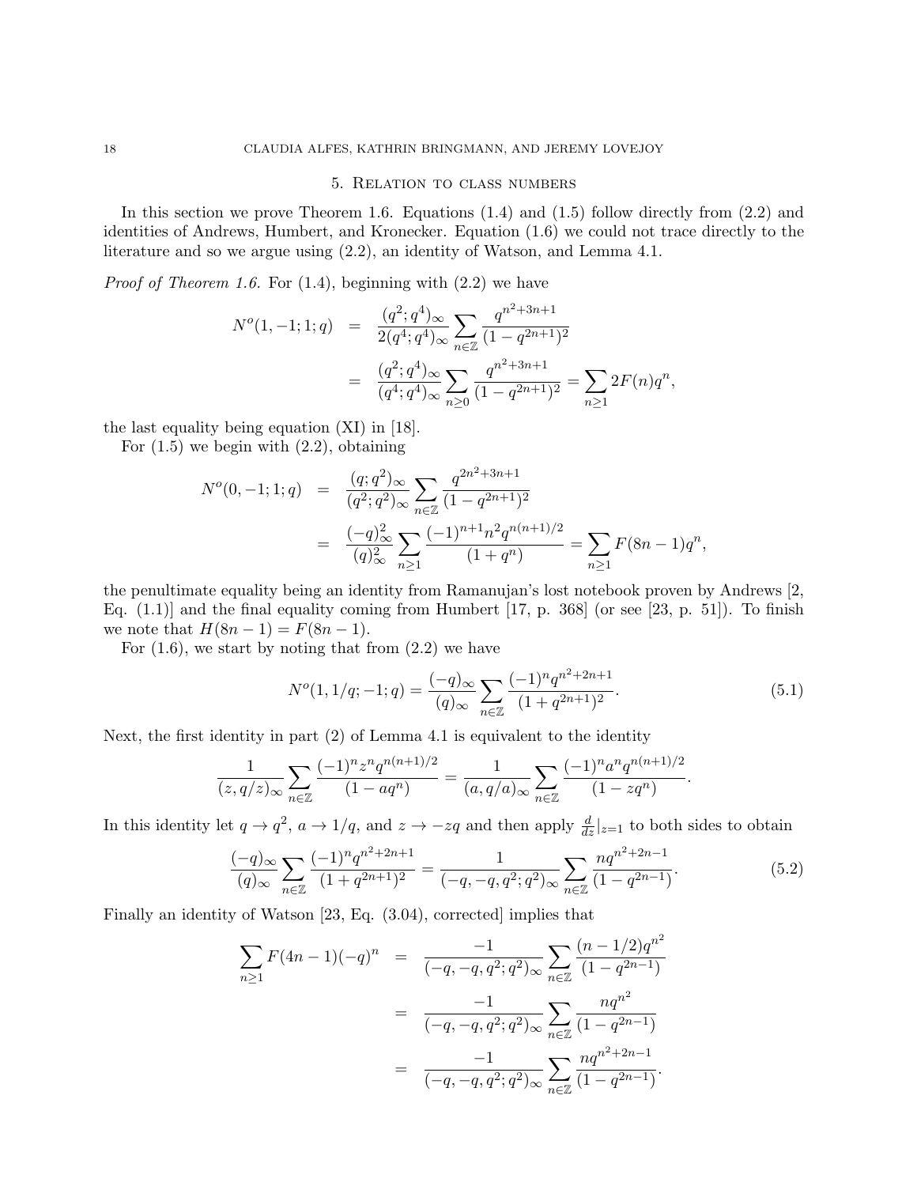## 5. Relation to class numbers

In this section we prove Theorem 1.6. Equations (1.4) and (1.5) follow directly from (2.2) and identities of Andrews, Humbert, and Kronecker. Equation (1.6) we could not trace directly to the literature and so we argue using (2.2), an identity of Watson, and Lemma 4.1.

*Proof of Theorem 1.6.* For (1.4), beginning with (2.2) we have

$$\begin{aligned} N^o(1,-1;1;q) &= \frac{(q^2;q^4)_\infty}{2(q^4;q^4)_\infty} \sum_{n\in\mathbb{Z}} \frac{q^{n^2+3n+1}}{(1-q^{2n+1})^2} \\ &= \frac{(q^2;q^4)_\infty}{(q^4;q^4)_\infty} \sum_{n\geq 0} \frac{q^{n^2+3n+1}}{(1-q^{2n+1})^2} = \sum_{n\geq 1} 2F(n)q^n, \end{aligned}$$

the last equality being equation (XI) in [18].

For (1.5) we begin with (2.2), obtaining

$$\begin{aligned} N^o(0,-1;1;q) &= \frac{(q;q^2)_\infty}{(q^2;q^2)_\infty} \sum_{n\in\mathbb{Z}} \frac{q^{2n^2+3n+1}}{(1-q^{2n+1})^2} \\ &= \frac{(-q)_\infty^2}{(q)_\infty^2} \sum_{n\geq 1} \frac{(-1)^{n+1} n^2 q^{n(n+1)/2}}{(1+q^n)} = \sum_{n\geq 1} F(8n-1)q^n, \end{aligned}$$

the penultimate equality being an identity from Ramanujan's lost notebook proven by Andrews [2, Eq. (1.1)] and the final equality coming from Humbert [17, p. 368] (or see [23, p. 51]). To finish we note that $H(8n-1) = F(8n-1)$.

For (1.6), we start by noting that from (2.2) we have

$$N^o(1,1/q;-1;q) = \frac{(-q)_\infty}{(q)_\infty} \sum_{n\in\mathbb{Z}} \frac{(-1)^n q^{n^2+2n+1}}{(1+q^{2n+1})^2}. \tag{5.1}$$

Next, the first identity in part (2) of Lemma 4.1 is equivalent to the identity

$$\frac{1}{(z,q/z)_\infty} \sum_{n\in\mathbb{Z}} \frac{(-1)^n z^n q^{n(n+1)/2}}{(1-aq^n)} = \frac{1}{(a,q/a)_\infty} \sum_{n\in\mathbb{Z}} \frac{(-1)^n a^n q^{n(n+1)/2}}{(1-zq^n)}.$$

In this identity let $q \to q^2$, $a \to 1/q$, and $z \to -zq$ and then apply $\frac{d}{dz}|_{z=1}$ to both sides to obtain

$$\frac{(-q)_\infty}{(q)_\infty} \sum_{n\in\mathbb{Z}} \frac{(-1)^n q^{n^2+2n+1}}{(1+q^{2n+1})^2} = \frac{1}{(-q,-q,q^2;q^2)_\infty} \sum_{n\in\mathbb{Z}} \frac{nq^{n^2+2n-1}}{(1-q^{2n-1})}. \tag{5.2}$$

Finally an identity of Watson [23, Eq. (3.04), corrected] implies that

$$\begin{aligned} \sum_{n\geq 1} F(4n-1)(-q)^n &= \frac{-1}{(-q,-q,q^2;q^2)_\infty} \sum_{n\in\mathbb{Z}} \frac{(n-1/2)q^{n^2}}{(1-q^{2n-1})} \\ &= \frac{-1}{(-q,-q,q^2;q^2)_\infty} \sum_{n\in\mathbb{Z}} \frac{nq^{n^2}}{(1-q^{2n-1})} \\ &= \frac{-1}{(-q,-q,q^2;q^2)_\infty} \sum_{n\in\mathbb{Z}} \frac{nq^{n^2+2n-1}}{(1-q^{2n-1})}. \end{aligned}$$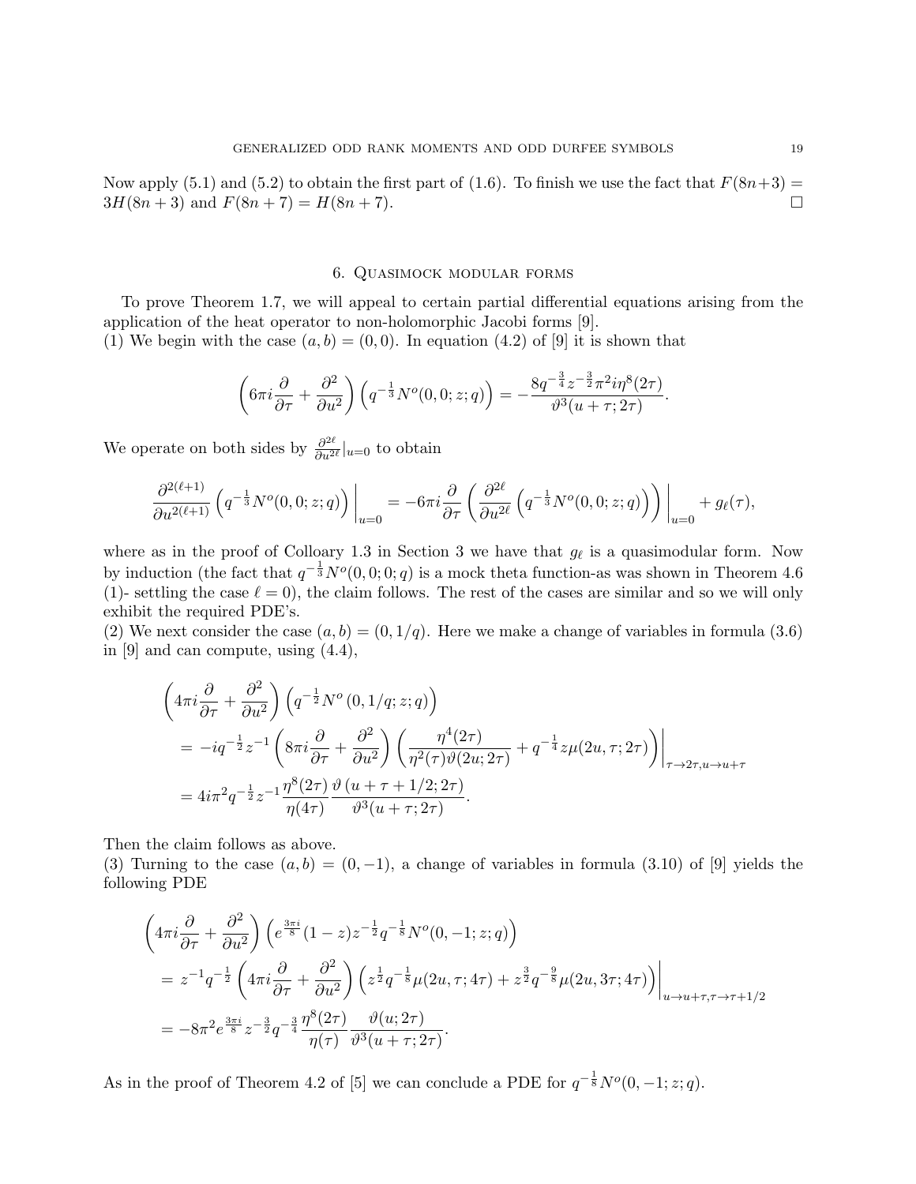Now apply (5.1) and (5.2) to obtain the first part of (1.6). To finish we use the fact that $F(8n+3) = 3H(8n+3)$ and $F(8n+7) = H(8n+7)$. $\square$

## 6. Quasimock modular forms

To prove Theorem 1.7, we will appeal to certain partial differential equations arising from the application of the heat operator to non-holomorphic Jacobi forms [9].

(1) We begin with the case $(a,b) = (0,0)$. In equation (4.2) of [9] it is shown that

$$\left(6\pi i \frac{\partial}{\partial \tau} + \frac{\partial^2}{\partial u^2}\right)\left(q^{-\frac{1}{3}} N^o(0,0;z;q)\right) = -\frac{8q^{-\frac{3}{4}} z^{-\frac{3}{2}} \pi^2 i \eta^8(2\tau)}{\vartheta^3(u+\tau;2\tau)}.$$

We operate on both sides by $\frac{\partial^{2\ell}}{\partial u^{2\ell}}|_{u=0}$ to obtain

$$\frac{\partial^{2(\ell+1)}}{\partial u^{2(\ell+1)}}\left(q^{-\frac{1}{3}} N^o(0,0;z;q)\right)\bigg|_{u=0} = -6\pi i \frac{\partial}{\partial \tau}\left(\frac{\partial^{2\ell}}{\partial u^{2\ell}}\left(q^{-\frac{1}{3}} N^o(0,0;z;q)\right)\right)\bigg|_{u=0} + g_\ell(\tau),$$

where as in the proof of Colloary 1.3 in Section 3 we have that $g_\ell$ is a quasimodular form. Now by induction (the fact that $q^{-\frac{1}{3}} N^o(0,0;0;q)$ is a mock theta function-as was shown in Theorem 4.6 (1)- settling the case $\ell = 0$), the claim follows. The rest of the cases are similar and so we will only exhibit the required PDE's.

(2) We next consider the case $(a,b) = (0,1/q)$. Here we make a change of variables in formula (3.6) in [9] and can compute, using (4.4),

$$\begin{aligned}
&\left(4\pi i \frac{\partial}{\partial \tau} + \frac{\partial^2}{\partial u^2}\right)\left(q^{-\frac{1}{2}} N^o\left(0,1/q;z;q\right)\right) \\
&= -iq^{-\frac{1}{2}} z^{-1}\left(8\pi i \frac{\partial}{\partial \tau} + \frac{\partial^2}{\partial u^2}\right)\left(\frac{\eta^4(2\tau)}{\eta^2(\tau)\vartheta(2u;2\tau)} + q^{-\frac{1}{4}} z \mu(2u,\tau;2\tau)\right)\bigg|_{\tau\to 2\tau, u\to u+\tau} \\
&= 4i\pi^2 q^{-\frac{1}{2}} z^{-1} \frac{\eta^8(2\tau)}{\eta(4\tau)} \frac{\vartheta\left(u+\tau+1/2;2\tau\right)}{\vartheta^3(u+\tau;2\tau)}.
\end{aligned}$$

Then the claim follows as above.

(3) Turning to the case $(a,b) = (0,-1)$, a change of variables in formula (3.10) of [9] yields the following PDE

$$\begin{aligned}
&\left(4\pi i \frac{\partial}{\partial \tau} + \frac{\partial^2}{\partial u^2}\right)\left(e^{\frac{3\pi i}{8}}(1-z) z^{-\frac{1}{2}} q^{-\frac{1}{8}} N^o(0,-1;z;q)\right) \\
&= z^{-1} q^{-\frac{1}{2}}\left(4\pi i \frac{\partial}{\partial \tau} + \frac{\partial^2}{\partial u^2}\right)\left(z^{\frac{1}{2}} q^{-\frac{1}{8}} \mu(2u,\tau;4\tau) + z^{\frac{3}{2}} q^{-\frac{9}{8}} \mu(2u,3\tau;4\tau)\right)\bigg|_{u\to u+\tau, \tau\to\tau+1/2} \\
&= -8\pi^2 e^{\frac{3\pi i}{8}} z^{-\frac{3}{2}} q^{-\frac{3}{4}} \frac{\eta^8(2\tau)}{\eta(\tau)} \frac{\vartheta(u;2\tau)}{\vartheta^3(u+\tau;2\tau)}.
\end{aligned}$$

As in the proof of Theorem 4.2 of [5] we can conclude a PDE for $q^{-\frac{1}{8}} N^o(0,-1;z;q)$.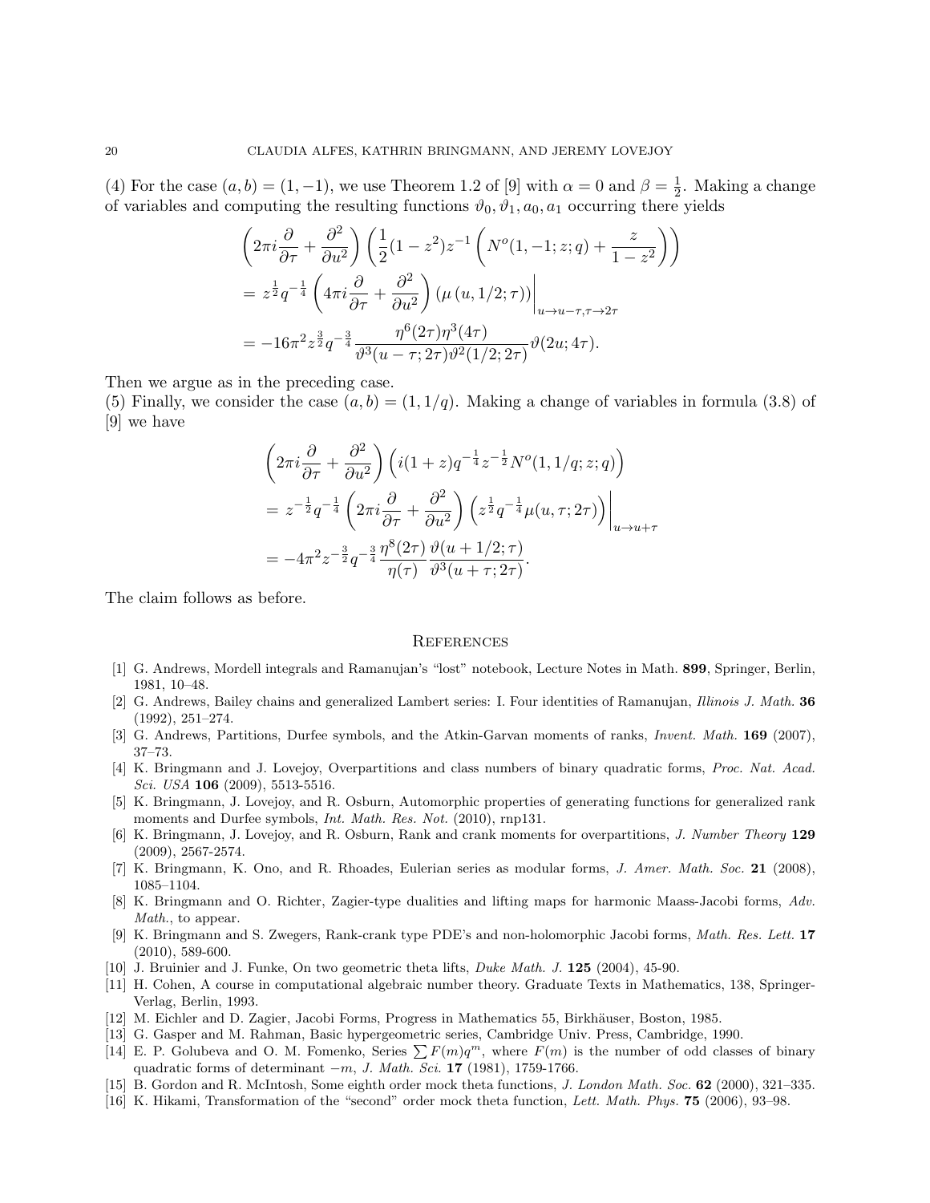(4) For the case $(a, b) = (1, -1)$, we use Theorem 1.2 of [9] with $\alpha = 0$ and $\beta = \frac{1}{2}$. Making a change of variables and computing the resulting functions $\vartheta_0, \vartheta_1, a_0, a_1$ occurring there yields

$$
\begin{aligned}
&\left(2\pi i \frac{\partial}{\partial \tau} + \frac{\partial^2}{\partial u^2}\right)\left(\frac{1}{2}(1-z^2)z^{-1}\left(N^o(1,-1;z;q) + \frac{z}{1-z^2}\right)\right) \\
&= z^{\frac{1}{2}} q^{-\frac{1}{4}} \left(4\pi i \frac{\partial}{\partial \tau} + \frac{\partial^2}{\partial u^2}\right)\left(\mu\left(u, 1/2; \tau\right)\right)\Big|_{u \to u-\tau, \tau \to 2\tau} \\
&= -16\pi^2 z^{\frac{3}{2}} q^{-\frac{3}{4}} \frac{\eta^6(2\tau)\eta^3(4\tau)}{\vartheta^3(u-\tau;2\tau)\vartheta^2(1/2;2\tau)} \vartheta(2u;4\tau).
\end{aligned}
$$

Then we argue as in the preceding case.

(5) Finally, we consider the case $(a, b) = (1, 1/q)$. Making a change of variables in formula (3.8) of [9] we have

$$
\begin{aligned}
&\left(2\pi i \frac{\partial}{\partial \tau} + \frac{\partial^2}{\partial u^2}\right)\left(i(1+z)q^{-\frac{1}{4}} z^{-\frac{1}{2}} N^o(1,1/q;z;q)\right) \\
&= z^{-\frac{1}{2}} q^{-\frac{1}{4}} \left(2\pi i \frac{\partial}{\partial \tau} + \frac{\partial^2}{\partial u^2}\right)\left(z^{\frac{1}{2}} q^{-\frac{1}{4}} \mu(u, \tau; 2\tau)\right)\Big|_{u \to u+\tau} \\
&= -4\pi^2 z^{-\frac{3}{2}} q^{-\frac{3}{4}} \frac{\eta^8(2\tau)}{\eta(\tau)} \frac{\vartheta(u+1/2;\tau)}{\vartheta^3(u+\tau;2\tau)}.
\end{aligned}
$$

The claim follows as before.

## References

[1] G. Andrews, Mordell integrals and Ramanujan's "lost" notebook, Lecture Notes in Math. **899**, Springer, Berlin, 1981, 10–48.

[2] G. Andrews, Bailey chains and generalized Lambert series: I. Four identities of Ramanujan, *Illinois J. Math.* **36** (1992), 251–274.

[3] G. Andrews, Partitions, Durfee symbols, and the Atkin-Garvan moments of ranks, *Invent. Math.* **169** (2007), 37–73.

[4] K. Bringmann and J. Lovejoy, Overpartitions and class numbers of binary quadratic forms, *Proc. Nat. Acad. Sci. USA* **106** (2009), 5513-5516.

[5] K. Bringmann, J. Lovejoy, and R. Osburn, Automorphic properties of generating functions for generalized rank moments and Durfee symbols, *Int. Math. Res. Not.* (2010), rnp131.

[6] K. Bringmann, J. Lovejoy, and R. Osburn, Rank and crank moments for overpartitions, *J. Number Theory* **129** (2009), 2567-2574.

[7] K. Bringmann, K. Ono, and R. Rhoades, Eulerian series as modular forms, *J. Amer. Math. Soc.* **21** (2008), 1085–1104.

[8] K. Bringmann and O. Richter, Zagier-type dualities and lifting maps for harmonic Maass-Jacobi forms, *Adv. Math.*, to appear.

[9] K. Bringmann and S. Zwegers, Rank-crank type PDE's and non-holomorphic Jacobi forms, *Math. Res. Lett.* **17** (2010), 589-600.

[10] J. Bruinier and J. Funke, On two geometric theta lifts, *Duke Math. J.* **125** (2004), 45-90.

[11] H. Cohen, A course in computational algebraic number theory. Graduate Texts in Mathematics, 138, Springer-Verlag, Berlin, 1993.

[12] M. Eichler and D. Zagier, Jacobi Forms, Progress in Mathematics 55, Birkhäuser, Boston, 1985.

[13] G. Gasper and M. Rahman, Basic hypergeometric series, Cambridge Univ. Press, Cambridge, 1990.

[14] E. P. Golubeva and O. M. Fomenko, Series $\sum F(m)q^m$, where $F(m)$ is the number of odd classes of binary quadratic forms of determinant $-m$, *J. Math. Sci.* **17** (1981), 1759-1766.

[15] B. Gordon and R. McIntosh, Some eighth order mock theta functions, *J. London Math. Soc.* **62** (2000), 321–335.

[16] K. Hikami, Transformation of the "second" order mock theta function, *Lett. Math. Phys.* **75** (2006), 93–98.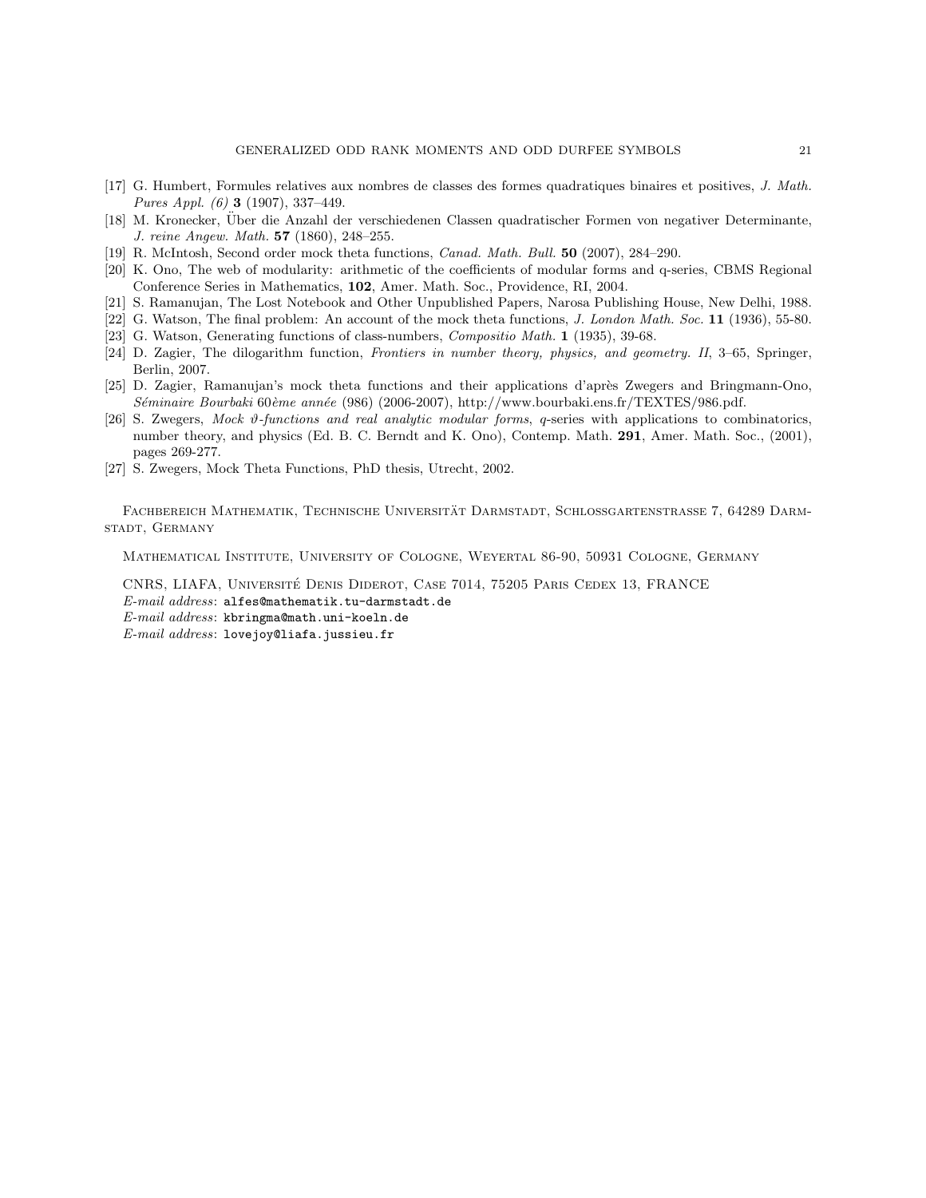[17] G. Humbert, Formules relatives aux nombres de classes des formes quadratiques binaires et positives, *J. Math. Pures Appl. (6)* **3** (1907), 337–449.

[18] M. Kronecker, Über die Anzahl der verschiedenen Classen quadratischer Formen von negativer Determinante, *J. reine Angew. Math.* **57** (1860), 248–255.

[19] R. McIntosh, Second order mock theta functions, *Canad. Math. Bull.* **50** (2007), 284–290.

[20] K. Ono, The web of modularity: arithmetic of the coefficients of modular forms and q-series, CBMS Regional Conference Series in Mathematics, **102**, Amer. Math. Soc., Providence, RI, 2004.

[21] S. Ramanujan, The Lost Notebook and Other Unpublished Papers, Narosa Publishing House, New Delhi, 1988.

[22] G. Watson, The final problem: An account of the mock theta functions, *J. London Math. Soc.* **11** (1936), 55-80.

[23] G. Watson, Generating functions of class-numbers, *Compositio Math.* **1** (1935), 39-68.

[24] D. Zagier, The dilogarithm function, *Frontiers in number theory, physics, and geometry. II*, 3–65, Springer, Berlin, 2007.

[25] D. Zagier, Ramanujan's mock theta functions and their applications d'après Zwegers and Bringmann-Ono, *Séminaire Bourbaki* 60*ème année* (986) (2006-2007), http://www.bourbaki.ens.fr/TEXTES/986.pdf.

[26] S. Zwegers, *Mock $\vartheta$-functions and real analytic modular forms*, $q$-series with applications to combinatorics, number theory, and physics (Ed. B. C. Berndt and K. Ono), Contemp. Math. **291**, Amer. Math. Soc., (2001), pages 269-277.

[27] S. Zwegers, Mock Theta Functions, PhD thesis, Utrecht, 2002.

Fachbereich Mathematik, Technische Universität Darmstadt, Schlossgartenstrasse 7, 64289 Darmstadt, Germany

Mathematical Institute, University of Cologne, Weyertal 86-90, 50931 Cologne, Germany

CNRS, LIAFA, Université Denis Diderot, Case 7014, 75205 Paris Cedex 13, FRANCE

*E-mail address*: alfes@mathematik.tu-darmstadt.de

*E-mail address*: kbringma@math.uni-koeln.de

*E-mail address*: lovejoy@liafa.jussieu.fr